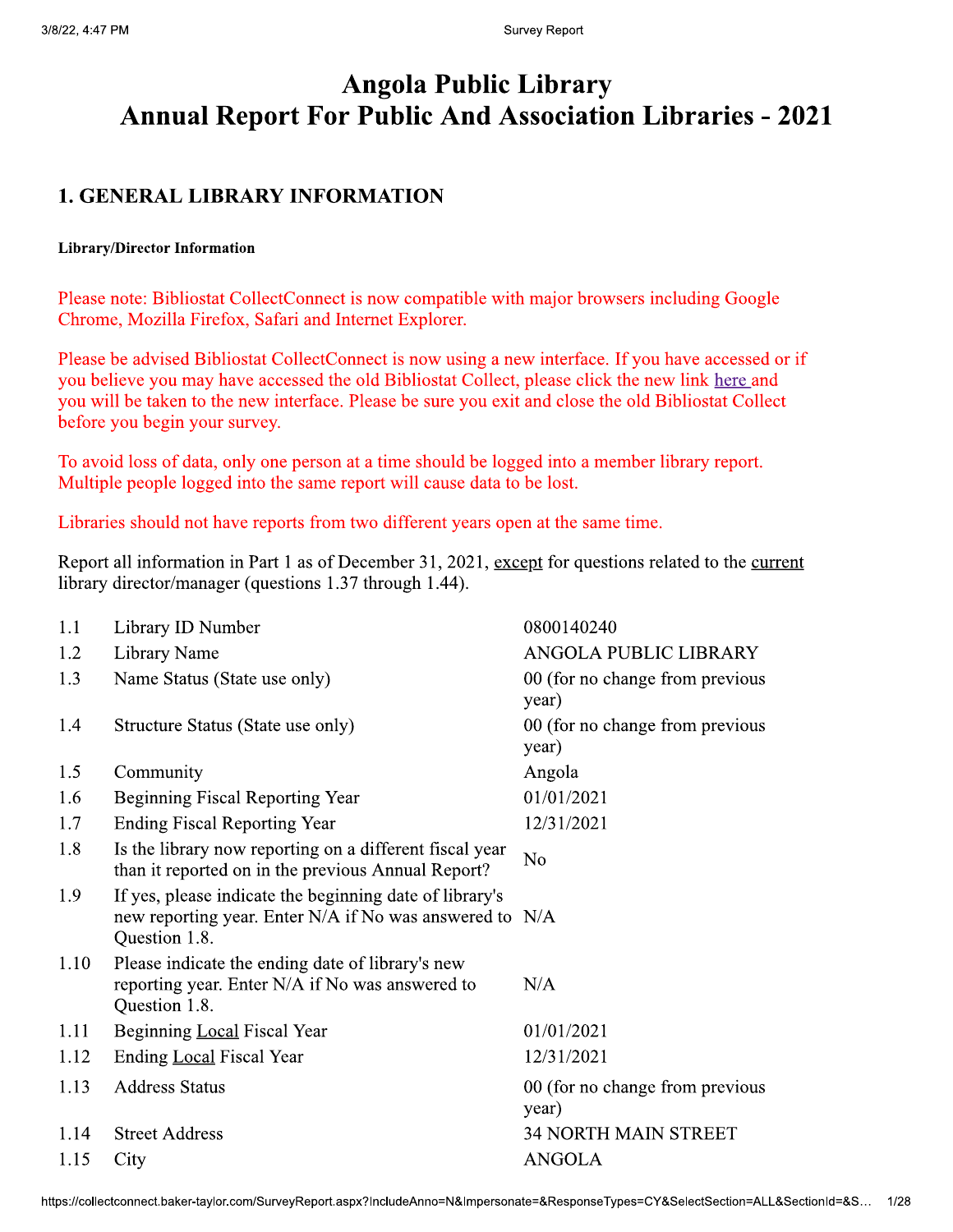# Angola Public Library
# Annual Report For Public And Association Libraries - 2021

## 1. GENERAL LIBRARY INFORMATION

**Library/Director Information**

Please note: Bibliostat CollectConnect is now compatible with major browsers including Google Chrome, Mozilla Firefox, Safari and Internet Explorer.

Please be advised Bibliostat CollectConnect is now using a new interface. If you have accessed or if you believe you may have accessed the old Bibliostat Collect, please click the new link here and you will be taken to the new interface. Please be sure you exit and close the old Bibliostat Collect before you begin your survey.

To avoid loss of data, only one person at a time should be logged into a member library report. Multiple people logged into the same report will cause data to be lost.

Libraries should not have reports from two different years open at the same time.

Report all information in Part 1 as of December 31, 2021, except for questions related to the current library director/manager (questions 1.37 through 1.44).

| | | |
|---|---|---|
| 1.1 | Library ID Number | 0800140240 |
| 1.2 | Library Name | ANGOLA PUBLIC LIBRARY |
| 1.3 | Name Status (State use only) | 00 (for no change from previous year) |
| 1.4 | Structure Status (State use only) | 00 (for no change from previous year) |
| 1.5 | Community | Angola |
| 1.6 | Beginning Fiscal Reporting Year | 01/01/2021 |
| 1.7 | Ending Fiscal Reporting Year | 12/31/2021 |
| 1.8 | Is the library now reporting on a different fiscal year than it reported on in the previous Annual Report? | No |
| 1.9 | If yes, please indicate the beginning date of library's new reporting year. Enter N/A if No was answered to Question 1.8. | N/A |
| 1.10 | Please indicate the ending date of library's new reporting year. Enter N/A if No was answered to Question 1.8. | N/A |
| 1.11 | Beginning Local Fiscal Year | 01/01/2021 |
| 1.12 | Ending Local Fiscal Year | 12/31/2021 |
| 1.13 | Address Status | 00 (for no change from previous year) |
| 1.14 | Street Address | 34 NORTH MAIN STREET |
| 1.15 | City | ANGOLA |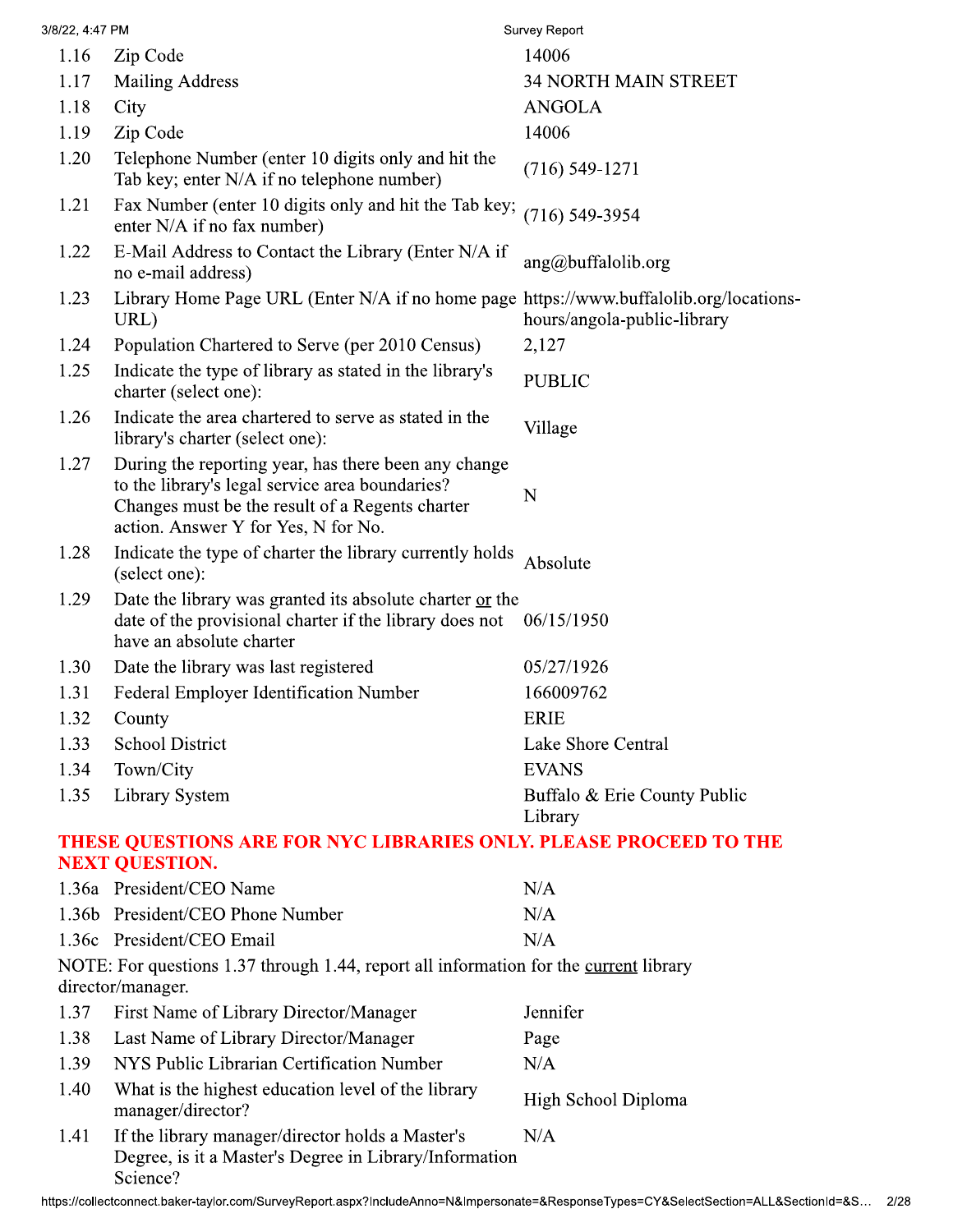| | | |
|---|---|---|
| 1.16 | Zip Code | 14006 |
| 1.17 | Mailing Address | 34 NORTH MAIN STREET |
| 1.18 | City | ANGOLA |
| 1.19 | Zip Code | 14006 |
| 1.20 | Telephone Number (enter 10 digits only and hit the Tab key; enter N/A if no telephone number) | (716) 549-1271 |
| 1.21 | Fax Number (enter 10 digits only and hit the Tab key; enter N/A if no fax number) | (716) 549-3954 |
| 1.22 | E-Mail Address to Contact the Library (Enter N/A if no e-mail address) | ang@buffalolib.org |
| 1.23 | Library Home Page URL (Enter N/A if no home page URL) | https://www.buffalolib.org/locations-hours/angola-public-library |
| 1.24 | Population Chartered to Serve (per 2010 Census) | 2,127 |
| 1.25 | Indicate the type of library as stated in the library's charter (select one): | PUBLIC |
| 1.26 | Indicate the area chartered to serve as stated in the library's charter (select one): | Village |
| 1.27 | During the reporting year, has there been any change to the library's legal service area boundaries? Changes must be the result of a Regents charter action. Answer Y for Yes, N for No. | N |
| 1.28 | Indicate the type of charter the library currently holds (select one): | Absolute |
| 1.29 | Date the library was granted its absolute charter <u>or</u> the date of the provisional charter if the library does not have an absolute charter | 06/15/1950 |
| 1.30 | Date the library was last registered | 05/27/1926 |
| 1.31 | Federal Employer Identification Number | 166009762 |
| 1.32 | County | ERIE |
| 1.33 | School District | Lake Shore Central |
| 1.34 | Town/City | EVANS |
| 1.35 | Library System | Buffalo & Erie County Public Library |

**THESE QUESTIONS ARE FOR NYC LIBRARIES ONLY. PLEASE PROCEED TO THE NEXT QUESTION.**

| | | |
|---|---|---|
| 1.36a | President/CEO Name | N/A |
| 1.36b | President/CEO Phone Number | N/A |
| 1.36c | President/CEO Email | N/A |

NOTE: For questions 1.37 through 1.44, report all information for the current library director/manager.

| | | |
|---|---|---|
| 1.37 | First Name of Library Director/Manager | Jennifer |
| 1.38 | Last Name of Library Director/Manager | Page |
| 1.39 | NYS Public Librarian Certification Number | N/A |
| 1.40 | What is the highest education level of the library manager/director? | High School Diploma |
| 1.41 | If the library manager/director holds a Master's Degree, is it a Master's Degree in Library/Information Science? | N/A |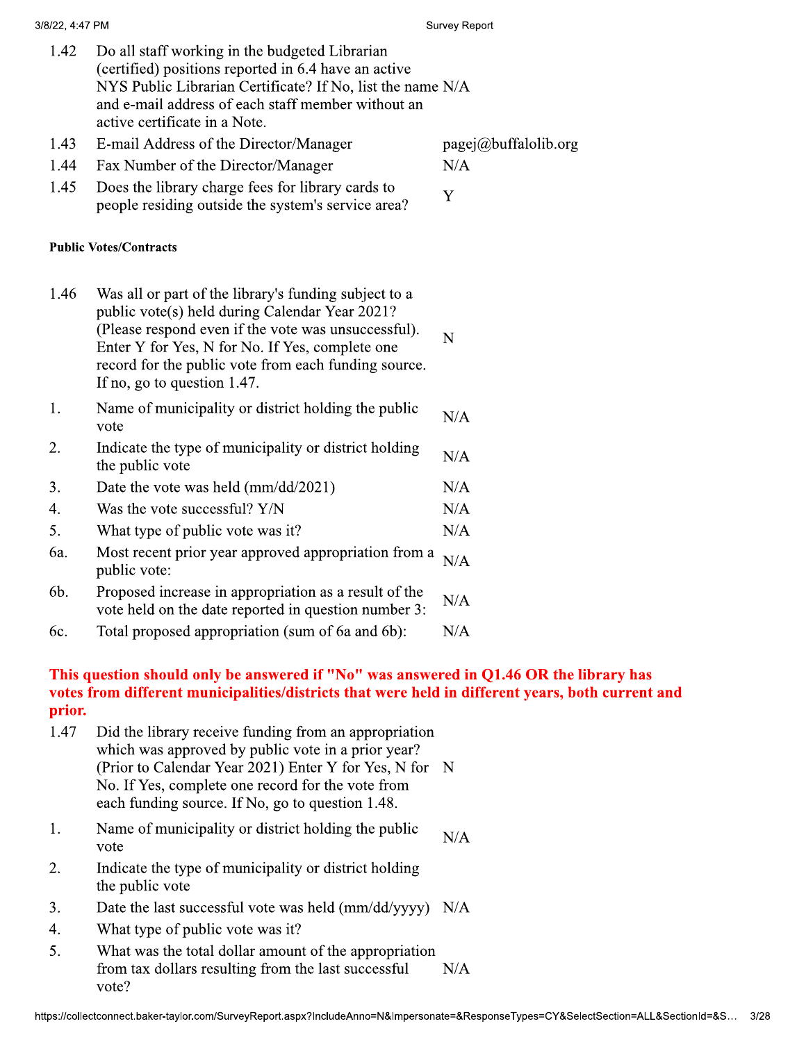| | | |
|---|---|---|
| 1.42 | Do all staff working in the budgeted Librarian (certified) positions reported in 6.4 have an active NYS Public Librarian Certificate? If No, list the name and e-mail address of each staff member without an active certificate in a Note. | N/A |
| 1.43 | E-mail Address of the Director/Manager | pagej@buffalolib.org |
| 1.44 | Fax Number of the Director/Manager | N/A |
| 1.45 | Does the library charge fees for library cards to people residing outside the system's service area? | Y |

**Public Votes/Contracts**

| | | |
|---|---|---|
| 1.46 | Was all or part of the library's funding subject to a public vote(s) held during Calendar Year 2021? (Please respond even if the vote was unsuccessful). Enter Y for Yes, N for No. If Yes, complete one record for the public vote from each funding source. If no, go to question 1.47. | N |
| 1. | Name of municipality or district holding the public vote | N/A |
| 2. | Indicate the type of municipality or district holding the public vote | N/A |
| 3. | Date the vote was held (mm/dd/2021) | N/A |
| 4. | Was the vote successful? Y/N | N/A |
| 5. | What type of public vote was it? | N/A |
| 6a. | Most recent prior year approved appropriation from a public vote: | N/A |
| 6b. | Proposed increase in appropriation as a result of the vote held on the date reported in question number 3: | N/A |
| 6c. | Total proposed appropriation (sum of 6a and 6b): | N/A |

**This question should only be answered if "No" was answered in Q1.46 OR the library has votes from different municipalities/districts that were held in different years, both current and prior.**

| | | |
|---|---|---|
| 1.47 | Did the library receive funding from an appropriation which was approved by public vote in a prior year? (Prior to Calendar Year 2021) Enter Y for Yes, N for No. If Yes, complete one record for the vote from each funding source. If No, go to question 1.48. | N |
| 1. | Name of municipality or district holding the public vote | N/A |
| 2. | Indicate the type of municipality or district holding the public vote | |
| 3. | Date the last successful vote was held (mm/dd/yyyy) | N/A |
| 4. | What type of public vote was it? | |
| 5. | What was the total dollar amount of the appropriation from tax dollars resulting from the last successful vote? | N/A |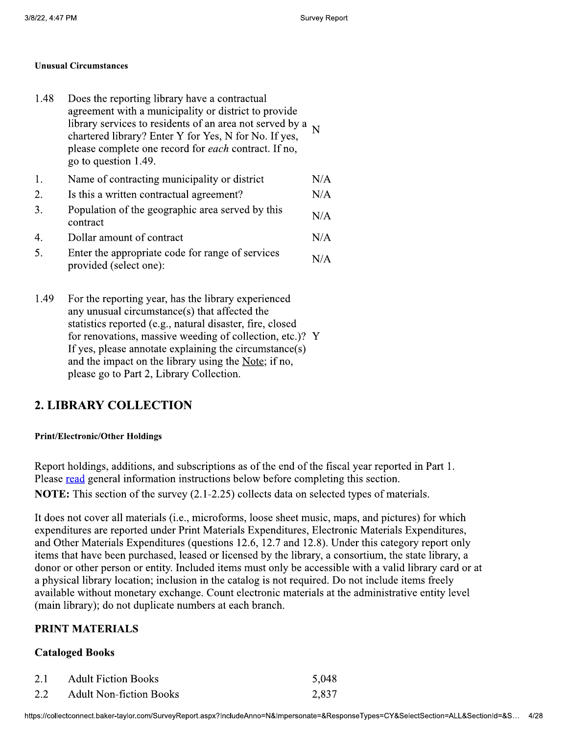#### Unusual Circumstances

| | | |
|---|---|---|
| 1.48 | Does the reporting library have a contractual agreement with a municipality or district to provide library services to residents of an area not served by a chartered library? Enter Y for Yes, N for No. If yes, please complete one record for *each* contract. If no, go to question 1.49. | N |
| 1. | Name of contracting municipality or district | N/A |
| 2. | Is this a written contractual agreement? | N/A |
| 3. | Population of the geographic area served by this contract | N/A |
| 4. | Dollar amount of contract | N/A |
| 5. | Enter the appropriate code for range of services provided (select one): | N/A |

| | | |
|---|---|---|
| 1.49 | For the reporting year, has the library experienced any unusual circumstance(s) that affected the statistics reported (e.g., natural disaster, fire, closed for renovations, massive weeding of collection, etc.)? If yes, please annotate explaining the circumstance(s) and the impact on the library using the Note; if no, please go to Part 2, Library Collection. | Y |

## 2. LIBRARY COLLECTION

#### Print/Electronic/Other Holdings

Report holdings, additions, and subscriptions as of the end of the fiscal year reported in Part 1. Please read general information instructions below before completing this section.

**NOTE:** This section of the survey (2.1-2.25) collects data on selected types of materials.

It does not cover all materials (i.e., microforms, loose sheet music, maps, and pictures) for which expenditures are reported under Print Materials Expenditures, Electronic Materials Expenditures, and Other Materials Expenditures (questions 12.6, 12.7 and 12.8). Under this category report only items that have been purchased, leased or licensed by the library, a consortium, the state library, a donor or other person or entity. Included items must only be accessible with a valid library card or at a physical library location; inclusion in the catalog is not required. Do not include items freely available without monetary exchange. Count electronic materials at the administrative entity level (main library); do not duplicate numbers at each branch.

### PRINT MATERIALS

### Cataloged Books

| | | |
|---|---|---|
| 2.1 | Adult Fiction Books | 5,048 |
| 2.2 | Adult Non-fiction Books | 2,837 |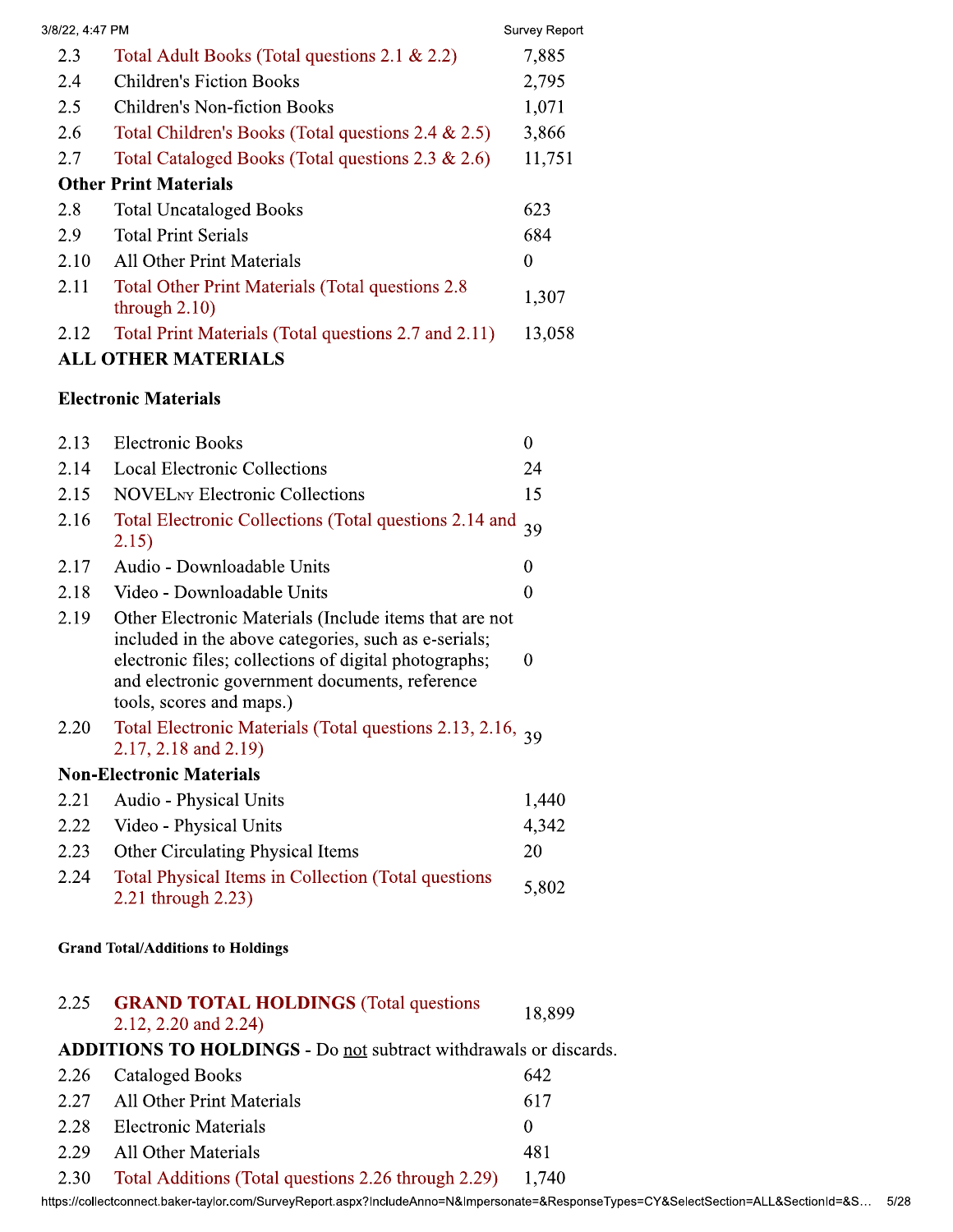| | | |
|---|---|---|
| 2.3 | Total Adult Books (Total questions 2.1 & 2.2) | 7,885 |
| 2.4 | Children's Fiction Books | 2,795 |
| 2.5 | Children's Non-fiction Books | 1,071 |
| 2.6 | Total Children's Books (Total questions 2.4 & 2.5) | 3,866 |
| 2.7 | Total Cataloged Books (Total questions 2.3 & 2.6) | 11,751 |

**Other Print Materials**

| | | |
|---|---|---|
| 2.8 | Total Uncataloged Books | 623 |
| 2.9 | Total Print Serials | 684 |
| 2.10 | All Other Print Materials | 0 |
| 2.11 | Total Other Print Materials (Total questions 2.8 through 2.10) | 1,307 |
| 2.12 | Total Print Materials (Total questions 2.7 and 2.11) | 13,058 |

**ALL OTHER MATERIALS**

**Electronic Materials**

| | | |
|---|---|---|
| 2.13 | Electronic Books | 0 |
| 2.14 | Local Electronic Collections | 24 |
| 2.15 | NOVELNY Electronic Collections | 15 |
| 2.16 | Total Electronic Collections (Total questions 2.14 and 2.15) | 39 |
| 2.17 | Audio - Downloadable Units | 0 |
| 2.18 | Video - Downloadable Units | 0 |
| 2.19 | Other Electronic Materials (Include items that are not included in the above categories, such as e-serials; electronic files; collections of digital photographs; and electronic government documents, reference tools, scores and maps.) | 0 |
| 2.20 | Total Electronic Materials (Total questions 2.13, 2.16, 2.17, 2.18 and 2.19) | 39 |

**Non-Electronic Materials**

| | | |
|---|---|---|
| 2.21 | Audio - Physical Units | 1,440 |
| 2.22 | Video - Physical Units | 4,342 |
| 2.23 | Other Circulating Physical Items | 20 |
| 2.24 | Total Physical Items in Collection (Total questions 2.21 through 2.23) | 5,802 |

**Grand Total/Additions to Holdings**

| | | |
|---|---|---|
| 2.25 | **GRAND TOTAL HOLDINGS** (Total questions 2.12, 2.20 and 2.24) | 18,899 |

**ADDITIONS TO HOLDINGS** - Do not subtract withdrawals or discards.

| | | |
|---|---|---|
| 2.26 | Cataloged Books | 642 |
| 2.27 | All Other Print Materials | 617 |
| 2.28 | Electronic Materials | 0 |
| 2.29 | All Other Materials | 481 |
| 2.30 | Total Additions (Total questions 2.26 through 2.29) | 1,740 |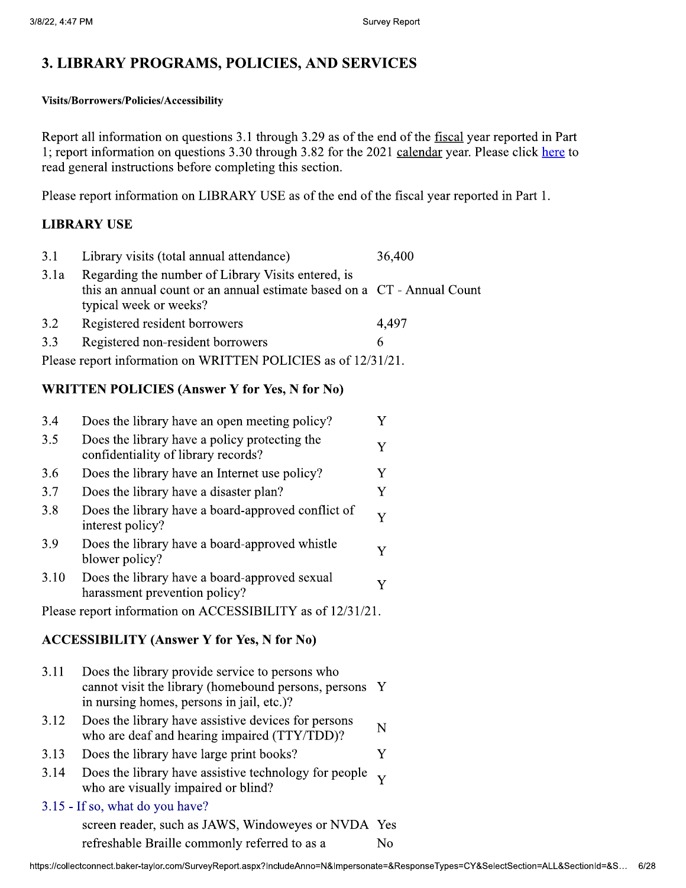## 3. LIBRARY PROGRAMS, POLICIES, AND SERVICES

**Visits/Borrowers/Policies/Accessibility**

Report all information on questions 3.1 through 3.29 as of the end of the fiscal year reported in Part 1; report information on questions 3.30 through 3.82 for the 2021 calendar year. Please click here to read general instructions before completing this section.

Please report information on LIBRARY USE as of the end of the fiscal year reported in Part 1.

### LIBRARY USE

| | | |
|---|---|---|
| 3.1 | Library visits (total annual attendance) | 36,400 |
| 3.1a | Regarding the number of Library Visits entered, is this an annual count or an annual estimate based on a typical week or weeks? | CT - Annual Count |
| 3.2 | Registered resident borrowers | 4,497 |
| 3.3 | Registered non-resident borrowers | 6 |

Please report information on WRITTEN POLICIES as of 12/31/21.

### WRITTEN POLICIES (Answer Y for Yes, N for No)

| | | |
|---|---|---|
| 3.4 | Does the library have an open meeting policy? | Y |
| 3.5 | Does the library have a policy protecting the confidentiality of library records? | Y |
| 3.6 | Does the library have an Internet use policy? | Y |
| 3.7 | Does the library have a disaster plan? | Y |
| 3.8 | Does the library have a board-approved conflict of interest policy? | Y |
| 3.9 | Does the library have a board-approved whistle blower policy? | Y |
| 3.10 | Does the library have a board-approved sexual harassment prevention policy? | Y |

Please report information on ACCESSIBILITY as of 12/31/21.

### ACCESSIBILITY (Answer Y for Yes, N for No)

| | | |
|---|---|---|
| 3.11 | Does the library provide service to persons who cannot visit the library (homebound persons, persons in nursing homes, persons in jail, etc.)? | Y |
| 3.12 | Does the library have assistive devices for persons who are deaf and hearing impaired (TTY/TDD)? | N |
| 3.13 | Does the library have large print books? | Y |
| 3.14 | Does the library have assistive technology for people who are visually impaired or blind? | Y |

3.15 - If so, what do you have?

| | |
|---|---|
| screen reader, such as JAWS, Windoweyes or NVDA | Yes |
| refreshable Braille commonly referred to as a | No |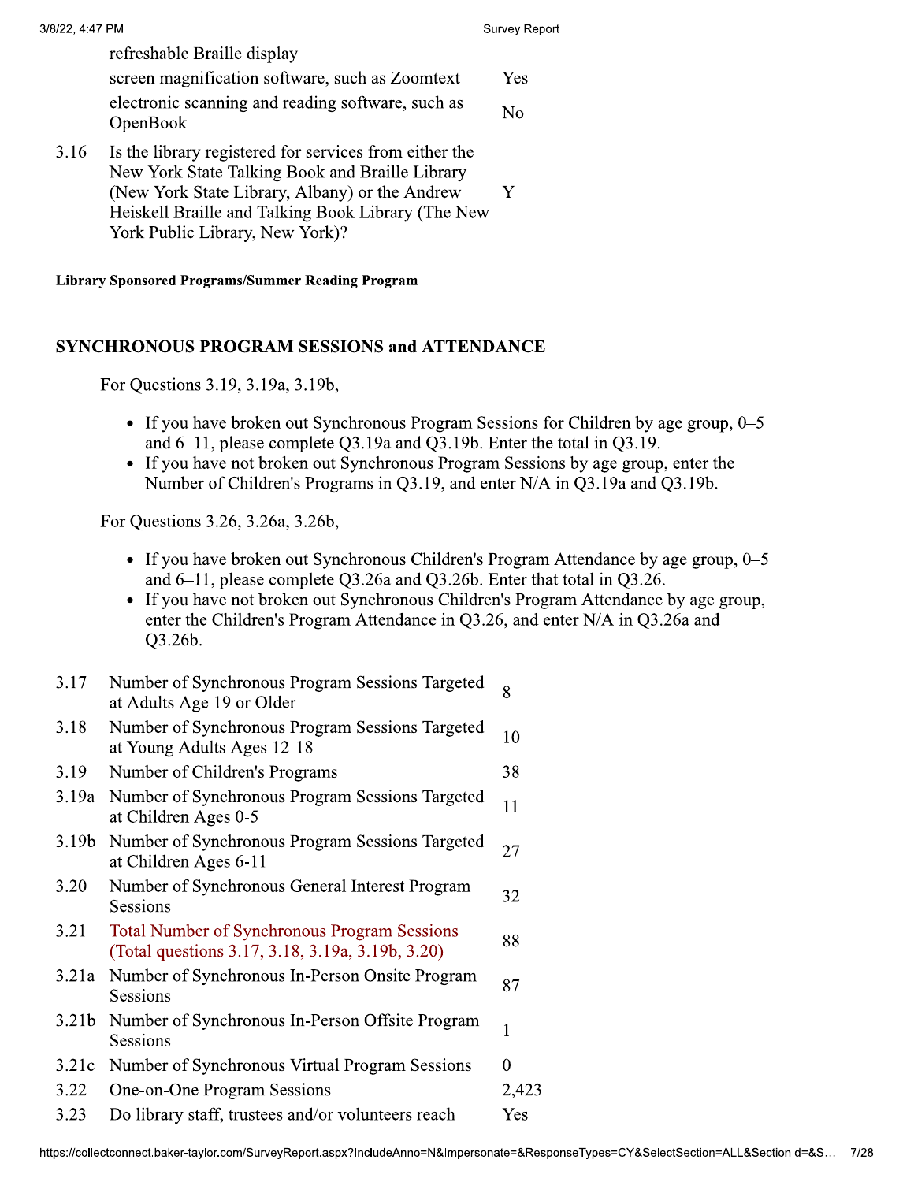| | | |
|---|---|---|
| | refreshable Braille display | |
| | screen magnification software, such as Zoomtext | Yes |
| | electronic scanning and reading software, such as OpenBook | No |
| 3.16 | Is the library registered for services from either the New York State Talking Book and Braille Library (New York State Library, Albany) or the Andrew Heiskell Braille and Talking Book Library (The New York Public Library, New York)? | Y |

**Library Sponsored Programs/Summer Reading Program**

## SYNCHRONOUS PROGRAM SESSIONS and ATTENDANCE

For Questions 3.19, 3.19a, 3.19b,

- If you have broken out Synchronous Program Sessions for Children by age group, 0–5 and 6–11, please complete Q3.19a and Q3.19b. Enter the total in Q3.19.
- If you have not broken out Synchronous Program Sessions by age group, enter the Number of Children's Programs in Q3.19, and enter N/A in Q3.19a and Q3.19b.

For Questions 3.26, 3.26a, 3.26b,

- If you have broken out Synchronous Children's Program Attendance by age group, 0–5 and 6–11, please complete Q3.26a and Q3.26b. Enter that total in Q3.26.
- If you have not broken out Synchronous Children's Program Attendance by age group, enter the Children's Program Attendance in Q3.26, and enter N/A in Q3.26a and Q3.26b.

| | | |
|---|---|---|
| 3.17 | Number of Synchronous Program Sessions Targeted at Adults Age 19 or Older | 8 |
| 3.18 | Number of Synchronous Program Sessions Targeted at Young Adults Ages 12-18 | 10 |
| 3.19 | Number of Children's Programs | 38 |
| 3.19a | Number of Synchronous Program Sessions Targeted at Children Ages 0-5 | 11 |
| 3.19b | Number of Synchronous Program Sessions Targeted at Children Ages 6-11 | 27 |
| 3.20 | Number of Synchronous General Interest Program Sessions | 32 |
| 3.21 | Total Number of Synchronous Program Sessions (Total questions 3.17, 3.18, 3.19a, 3.19b, 3.20) | 88 |
| 3.21a | Number of Synchronous In-Person Onsite Program Sessions | 87 |
| 3.21b | Number of Synchronous In-Person Offsite Program Sessions | 1 |
| 3.21c | Number of Synchronous Virtual Program Sessions | 0 |
| 3.22 | One-on-One Program Sessions | 2,423 |
| 3.23 | Do library staff, trustees and/or volunteers reach | Yes |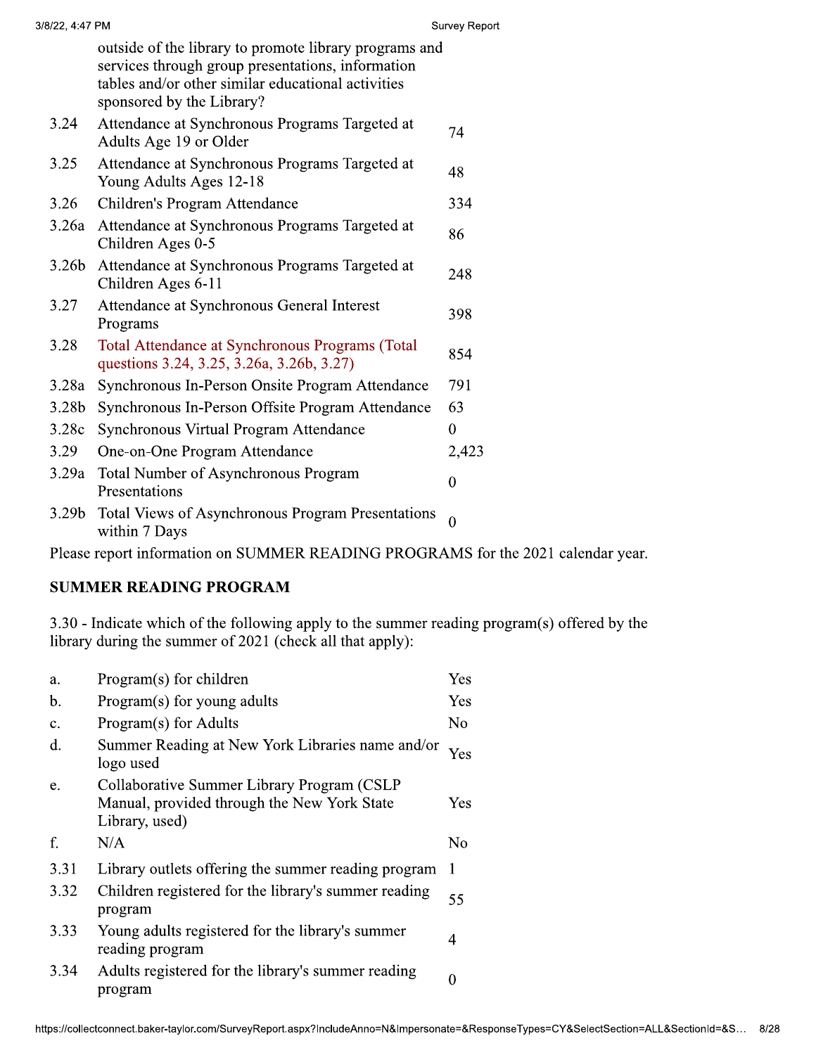| | | |
|---|---|---|
| | outside of the library to promote library programs and services through group presentations, information tables and/or other similar educational activities sponsored by the Library? | |
| 3.24 | Attendance at Synchronous Programs Targeted at Adults Age 19 or Older | 74 |
| 3.25 | Attendance at Synchronous Programs Targeted at Young Adults Ages 12-18 | 48 |
| 3.26 | Children's Program Attendance | 334 |
| 3.26a | Attendance at Synchronous Programs Targeted at Children Ages 0-5 | 86 |
| 3.26b | Attendance at Synchronous Programs Targeted at Children Ages 6-11 | 248 |
| 3.27 | Attendance at Synchronous General Interest Programs | 398 |
| 3.28 | Total Attendance at Synchronous Programs (Total questions 3.24, 3.25, 3.26a, 3.26b, 3.27) | 854 |
| 3.28a | Synchronous In-Person Onsite Program Attendance | 791 |
| 3.28b | Synchronous In-Person Offsite Program Attendance | 63 |
| 3.28c | Synchronous Virtual Program Attendance | 0 |
| 3.29 | One-on-One Program Attendance | 2,423 |
| 3.29a | Total Number of Asynchronous Program Presentations | 0 |
| 3.29b | Total Views of Asynchronous Program Presentations within 7 Days | 0 |

Please report information on SUMMER READING PROGRAMS for the 2021 calendar year.

**SUMMER READING PROGRAM**

3.30 - Indicate which of the following apply to the summer reading program(s) offered by the library during the summer of 2021 (check all that apply):

| | | |
|---|---|---|
| a. | Program(s) for children | Yes |
| b. | Program(s) for young adults | Yes |
| c. | Program(s) for Adults | No |
| d. | Summer Reading at New York Libraries name and/or logo used | Yes |
| e. | Collaborative Summer Library Program (CSLP Manual, provided through the New York State Library, used) | Yes |
| f. | N/A | No |
| 3.31 | Library outlets offering the summer reading program | 1 |
| 3.32 | Children registered for the library's summer reading program | 55 |
| 3.33 | Young adults registered for the library's summer reading program | 4 |
| 3.34 | Adults registered for the library's summer reading program | 0 |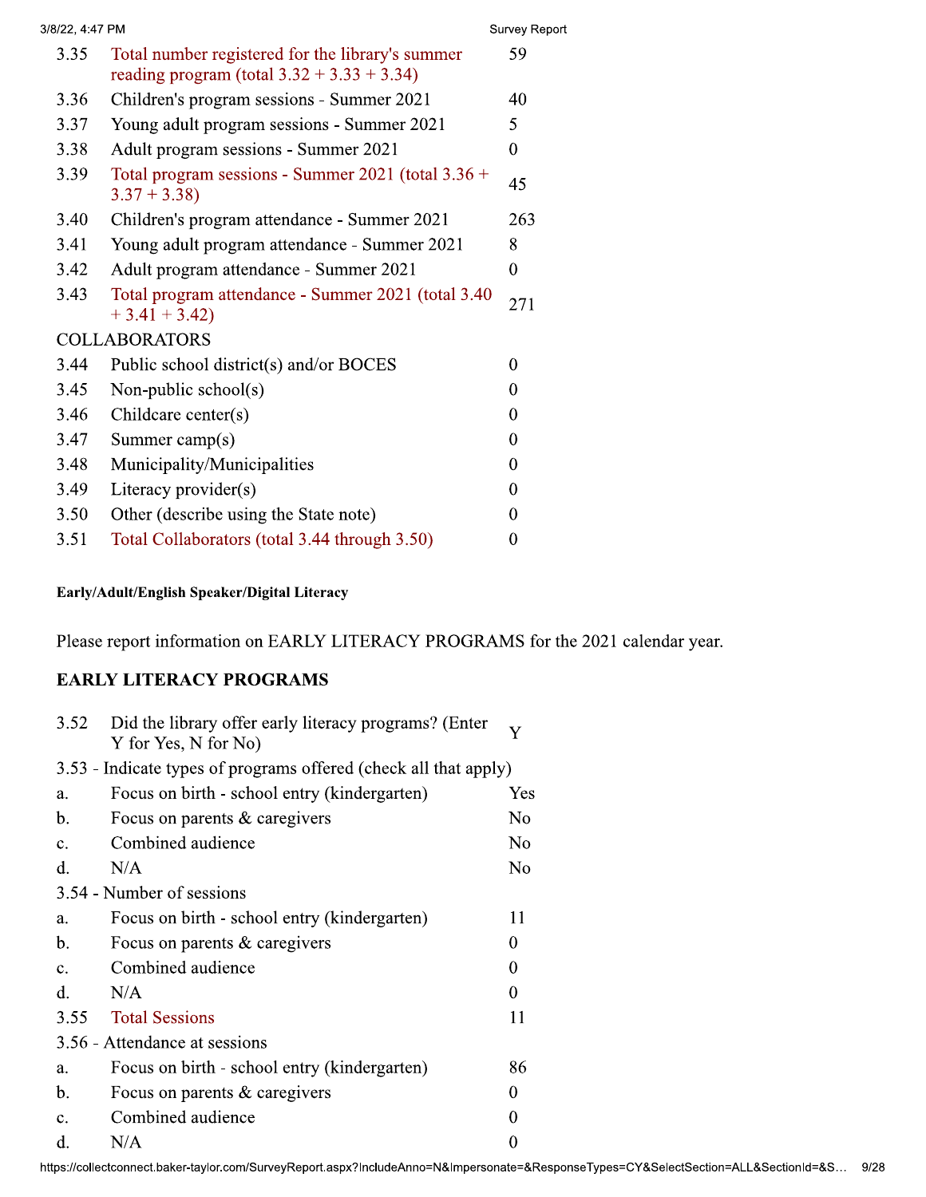| | | |
|---|---|---|
| 3.35 | Total number registered for the library's summer reading program (total 3.32 + 3.33 + 3.34) | 59 |
| 3.36 | Children's program sessions - Summer 2021 | 40 |
| 3.37 | Young adult program sessions - Summer 2021 | 5 |
| 3.38 | Adult program sessions - Summer 2021 | 0 |
| 3.39 | Total program sessions - Summer 2021 (total 3.36 + 3.37 + 3.38) | 45 |
| 3.40 | Children's program attendance - Summer 2021 | 263 |
| 3.41 | Young adult program attendance - Summer 2021 | 8 |
| 3.42 | Adult program attendance - Summer 2021 | 0 |
| 3.43 | Total program attendance - Summer 2021 (total 3.40 + 3.41 + 3.42) | 271 |
| COLLABORATORS | | |
| 3.44 | Public school district(s) and/or BOCES | 0 |
| 3.45 | Non-public school(s) | 0 |
| 3.46 | Childcare center(s) | 0 |
| 3.47 | Summer camp(s) | 0 |
| 3.48 | Municipality/Municipalities | 0 |
| 3.49 | Literacy provider(s) | 0 |
| 3.50 | Other (describe using the State note) | 0 |
| 3.51 | Total Collaborators (total 3.44 through 3.50) | 0 |

**Early/Adult/English Speaker/Digital Literacy**

Please report information on EARLY LITERACY PROGRAMS for the 2021 calendar year.

### EARLY LITERACY PROGRAMS

| | | |
|---|---|---|
| 3.52 | Did the library offer early literacy programs? (Enter Y for Yes, N for No) | Y |
| 3.53 - Indicate types of programs offered (check all that apply) | | |
| a. | Focus on birth - school entry (kindergarten) | Yes |
| b. | Focus on parents & caregivers | No |
| c. | Combined audience | No |
| d. | N/A | No |
| 3.54 - Number of sessions | | |
| a. | Focus on birth - school entry (kindergarten) | 11 |
| b. | Focus on parents & caregivers | 0 |
| c. | Combined audience | 0 |
| d. | N/A | 0 |
| 3.55 | Total Sessions | 11 |
| 3.56 - Attendance at sessions | | |
| a. | Focus on birth - school entry (kindergarten) | 86 |
| b. | Focus on parents & caregivers | 0 |
| c. | Combined audience | 0 |
| d. | N/A | 0 |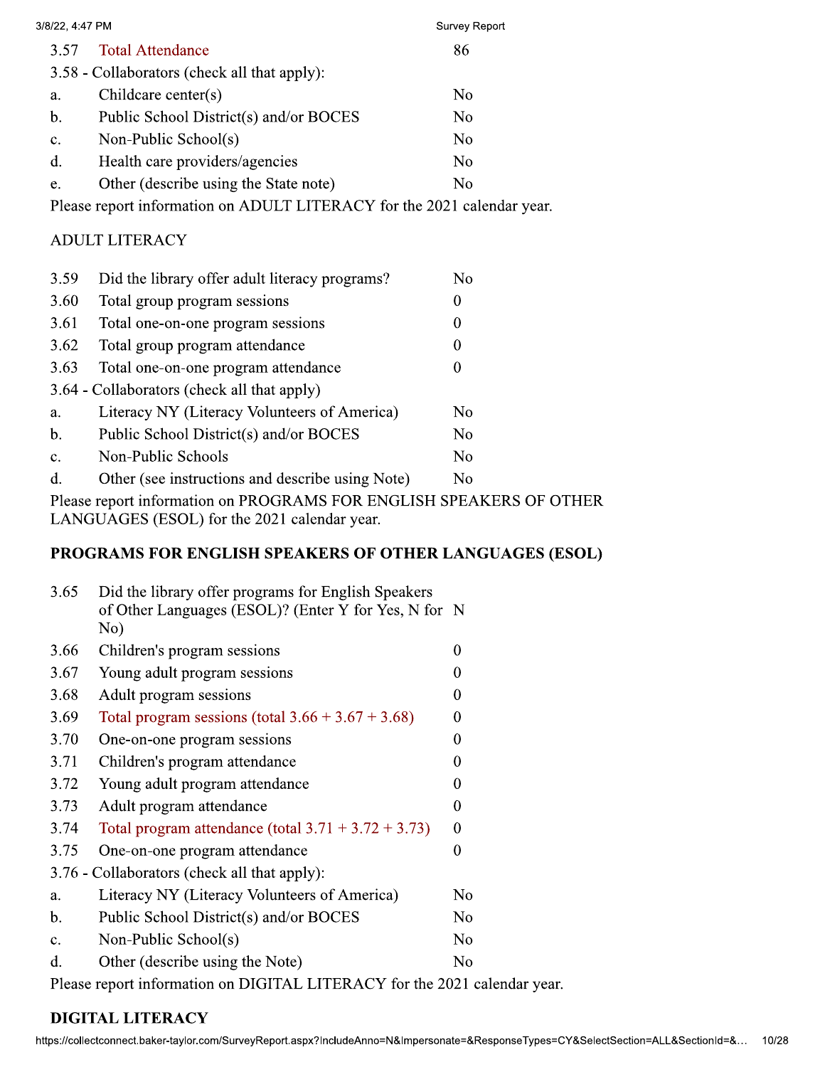| | | |
|---|---|---|
| 3.57 | Total Attendance | 86 |
| 3.58 - Collaborators (check all that apply): | | |
| a. | Childcare center(s) | No |
| b. | Public School District(s) and/or BOCES | No |
| c. | Non-Public School(s) | No |
| d. | Health care providers/agencies | No |
| e. | Other (describe using the State note) | No |

Please report information on ADULT LITERACY for the 2021 calendar year.

ADULT LITERACY

| | | |
|---|---|---|
| 3.59 | Did the library offer adult literacy programs? | No |
| 3.60 | Total group program sessions | 0 |
| 3.61 | Total one-on-one program sessions | 0 |
| 3.62 | Total group program attendance | 0 |
| 3.63 | Total one-on-one program attendance | 0 |
| 3.64 - Collaborators (check all that apply) | | |
| a. | Literacy NY (Literacy Volunteers of America) | No |
| b. | Public School District(s) and/or BOCES | No |
| c. | Non-Public Schools | No |
| d. | Other (see instructions and describe using Note) | No |

Please report information on PROGRAMS FOR ENGLISH SPEAKERS OF OTHER LANGUAGES (ESOL) for the 2021 calendar year.

**PROGRAMS FOR ENGLISH SPEAKERS OF OTHER LANGUAGES (ESOL)**

| | | |
|---|---|---|
| 3.65 | Did the library offer programs for English Speakers of Other Languages (ESOL)? (Enter Y for Yes, N for No) | N |
| 3.66 | Children's program sessions | 0 |
| 3.67 | Young adult program sessions | 0 |
| 3.68 | Adult program sessions | 0 |
| 3.69 | Total program sessions (total 3.66 + 3.67 + 3.68) | 0 |
| 3.70 | One-on-one program sessions | 0 |
| 3.71 | Children's program attendance | 0 |
| 3.72 | Young adult program attendance | 0 |
| 3.73 | Adult program attendance | 0 |
| 3.74 | Total program attendance (total 3.71 + 3.72 + 3.73) | 0 |
| 3.75 | One-on-one program attendance | 0 |
| 3.76 - Collaborators (check all that apply): | | |
| a. | Literacy NY (Literacy Volunteers of America) | No |
| b. | Public School District(s) and/or BOCES | No |
| c. | Non-Public School(s) | No |
| d. | Other (describe using the Note) | No |

Please report information on DIGITAL LITERACY for the 2021 calendar year.

**DIGITAL LITERACY**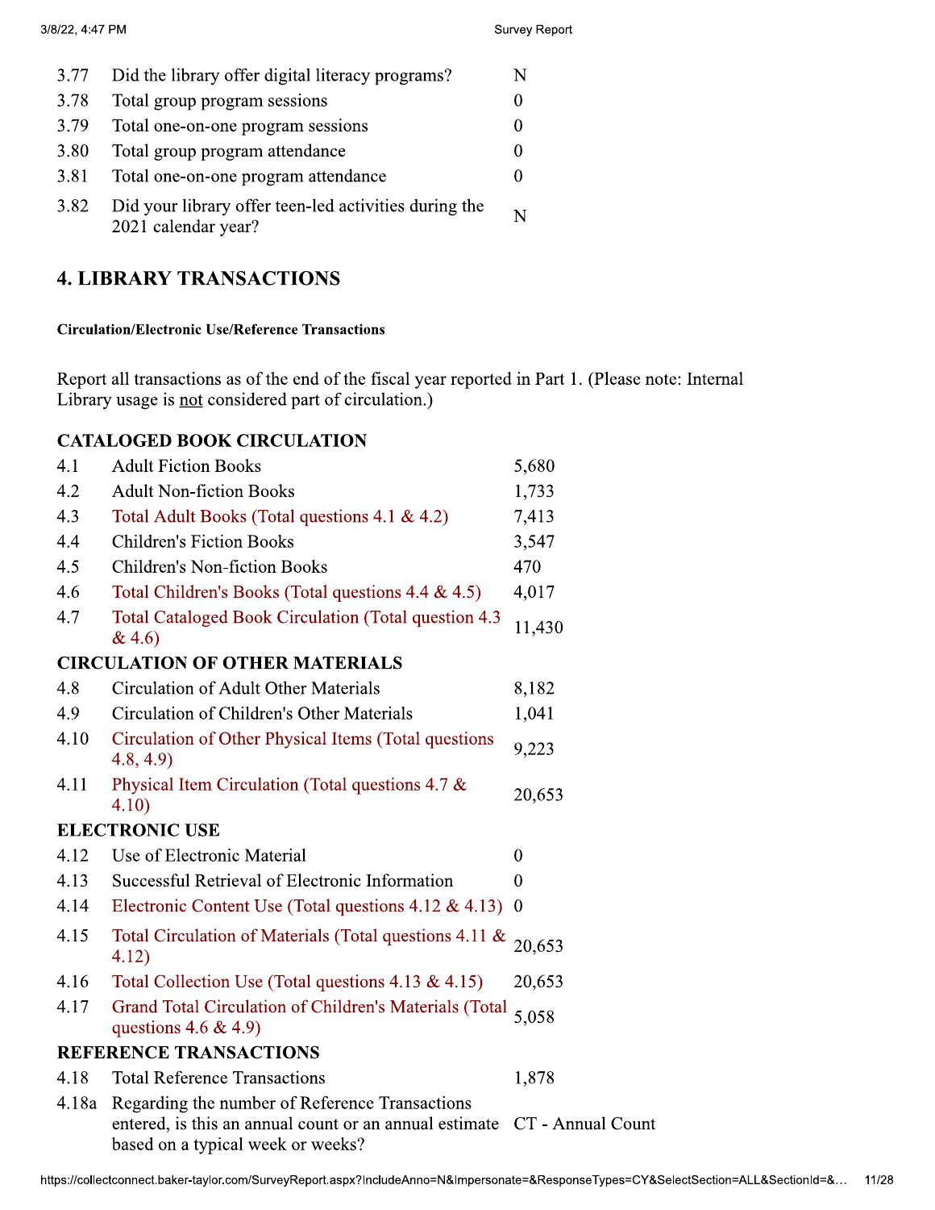| | | |
|---|---|---|
| 3.77 | Did the library offer digital literacy programs? | N |
| 3.78 | Total group program sessions | 0 |
| 3.79 | Total one-on-one program sessions | 0 |
| 3.80 | Total group program attendance | 0 |
| 3.81 | Total one-on-one program attendance | 0 |
| 3.82 | Did your library offer teen-led activities during the 2021 calendar year? | N |

## 4. LIBRARY TRANSACTIONS

#### Circulation/Electronic Use/Reference Transactions

Report all transactions as of the end of the fiscal year reported in Part 1. (Please note: Internal Library usage is not considered part of circulation.)

### CATALOGED BOOK CIRCULATION

| | | |
|---|---|---|
| 4.1 | Adult Fiction Books | 5,680 |
| 4.2 | Adult Non-fiction Books | 1,733 |
| 4.3 | Total Adult Books (Total questions 4.1 & 4.2) | 7,413 |
| 4.4 | Children's Fiction Books | 3,547 |
| 4.5 | Children's Non-fiction Books | 470 |
| 4.6 | Total Children's Books (Total questions 4.4 & 4.5) | 4,017 |
| 4.7 | Total Cataloged Book Circulation (Total question 4.3 & 4.6) | 11,430 |

### CIRCULATION OF OTHER MATERIALS

| | | |
|---|---|---|
| 4.8 | Circulation of Adult Other Materials | 8,182 |
| 4.9 | Circulation of Children's Other Materials | 1,041 |
| 4.10 | Circulation of Other Physical Items (Total questions 4.8, 4.9) | 9,223 |
| 4.11 | Physical Item Circulation (Total questions 4.7 & 4.10) | 20,653 |

### ELECTRONIC USE

| | | |
|---|---|---|
| 4.12 | Use of Electronic Material | 0 |
| 4.13 | Successful Retrieval of Electronic Information | 0 |
| 4.14 | Electronic Content Use (Total questions 4.12 & 4.13) | 0 |
| 4.15 | Total Circulation of Materials (Total questions 4.11 & 4.12) | 20,653 |
| 4.16 | Total Collection Use (Total questions 4.13 & 4.15) | 20,653 |
| 4.17 | Grand Total Circulation of Children's Materials (Total questions 4.6 & 4.9) | 5,058 |

### REFERENCE TRANSACTIONS

| | | |
|---|---|---|
| 4.18 | Total Reference Transactions | 1,878 |
| 4.18a | Regarding the number of Reference Transactions entered, is this an annual count or an annual estimate based on a typical week or weeks? | CT - Annual Count |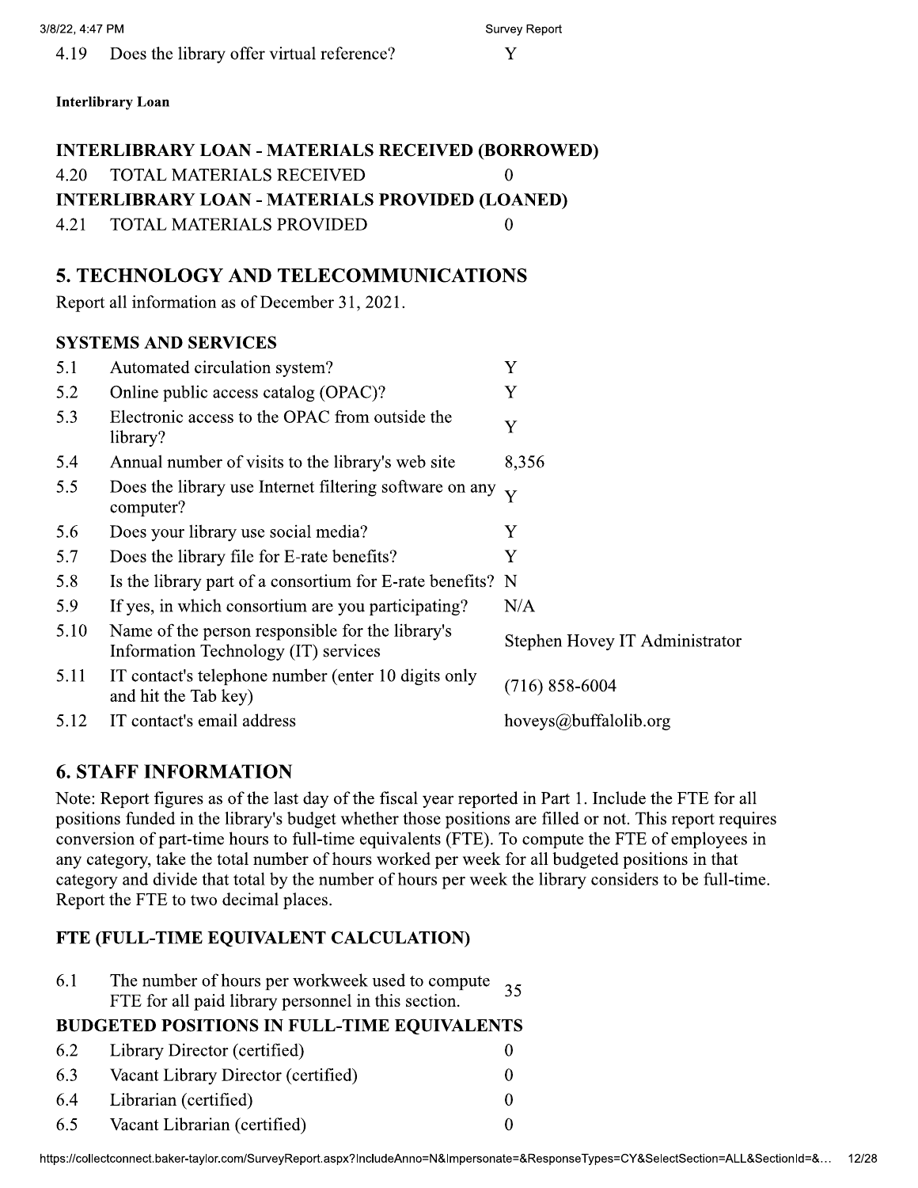| | | |
|---|---|---|
| 4.19 | Does the library offer virtual reference? | Y |

**Interlibrary Loan**

### INTERLIBRARY LOAN - MATERIALS RECEIVED (BORROWED)

| | | |
|---|---|---|
| 4.20 | TOTAL MATERIALS RECEIVED | 0 |

### INTERLIBRARY LOAN - MATERIALS PROVIDED (LOANED)

| | | |
|---|---|---|
| 4.21 | TOTAL MATERIALS PROVIDED | 0 |

## 5. TECHNOLOGY AND TELECOMMUNICATIONS

Report all information as of December 31, 2021.

### SYSTEMS AND SERVICES

| | | |
|---|---|---|
| 5.1 | Automated circulation system? | Y |
| 5.2 | Online public access catalog (OPAC)? | Y |
| 5.3 | Electronic access to the OPAC from outside the library? | Y |
| 5.4 | Annual number of visits to the library's web site | 8,356 |
| 5.5 | Does the library use Internet filtering software on any computer? | Y |
| 5.6 | Does your library use social media? | Y |
| 5.7 | Does the library file for E-rate benefits? | Y |
| 5.8 | Is the library part of a consortium for E-rate benefits? | N |
| 5.9 | If yes, in which consortium are you participating? | N/A |
| 5.10 | Name of the person responsible for the library's Information Technology (IT) services | Stephen Hovey IT Administrator |
| 5.11 | IT contact's telephone number (enter 10 digits only and hit the Tab key) | (716) 858-6004 |
| 5.12 | IT contact's email address | hoveys@buffalolib.org |

## 6. STAFF INFORMATION

Note: Report figures as of the last day of the fiscal year reported in Part 1. Include the FTE for all positions funded in the library's budget whether those positions are filled or not. This report requires conversion of part-time hours to full-time equivalents (FTE). To compute the FTE of employees in any category, take the total number of hours worked per week for all budgeted positions in that category and divide that total by the number of hours per week the library considers to be full-time. Report the FTE to two decimal places.

### FTE (FULL-TIME EQUIVALENT CALCULATION)

| | | |
|---|---|---|
| 6.1 | The number of hours per workweek used to compute FTE for all paid library personnel in this section. | 35 |

### BUDGETED POSITIONS IN FULL-TIME EQUIVALENTS

| | | |
|---|---|---|
| 6.2 | Library Director (certified) | 0 |
| 6.3 | Vacant Library Director (certified) | 0 |
| 6.4 | Librarian (certified) | 0 |
| 6.5 | Vacant Librarian (certified) | 0 |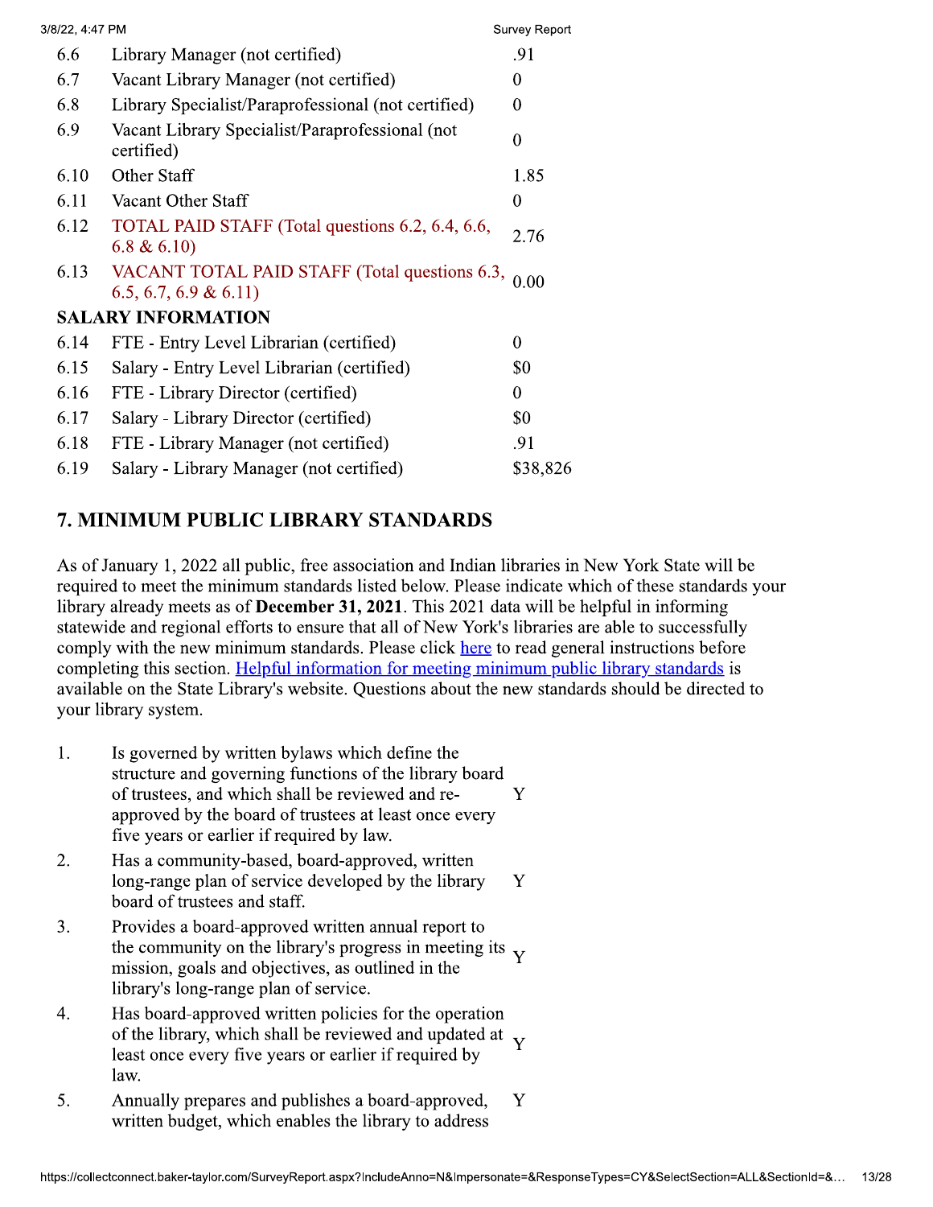| | | |
|---|---|---|
| 6.6 | Library Manager (not certified) | .91 |
| 6.7 | Vacant Library Manager (not certified) | 0 |
| 6.8 | Library Specialist/Paraprofessional (not certified) | 0 |
| 6.9 | Vacant Library Specialist/Paraprofessional (not certified) | 0 |
| 6.10 | Other Staff | 1.85 |
| 6.11 | Vacant Other Staff | 0 |
| 6.12 | TOTAL PAID STAFF (Total questions 6.2, 6.4, 6.6, 6.8 & 6.10) | 2.76 |
| 6.13 | VACANT TOTAL PAID STAFF (Total questions 6.3, 6.5, 6.7, 6.9 & 6.11) | 0.00 |
| **SALARY INFORMATION** | | |
| 6.14 | FTE - Entry Level Librarian (certified) | 0 |
| 6.15 | Salary - Entry Level Librarian (certified) | $0 |
| 6.16 | FTE - Library Director (certified) | 0 |
| 6.17 | Salary - Library Director (certified) | $0 |
| 6.18 | FTE - Library Manager (not certified) | .91 |
| 6.19 | Salary - Library Manager (not certified) | $38,826 |

## 7. MINIMUM PUBLIC LIBRARY STANDARDS

As of January 1, 2022 all public, free association and Indian libraries in New York State will be required to meet the minimum standards listed below. Please indicate which of these standards your library already meets as of **December 31, 2021**. This 2021 data will be helpful in informing statewide and regional efforts to ensure that all of New York's libraries are able to successfully comply with the new minimum standards. Please click here to read general instructions before completing this section. Helpful information for meeting minimum public library standards is available on the State Library's website. Questions about the new standards should be directed to your library system.

| | | |
|---|---|---|
| 1. | Is governed by written bylaws which define the structure and governing functions of the library board of trustees, and which shall be reviewed and re-approved by the board of trustees at least once every five years or earlier if required by law. | Y |
| 2. | Has a community-based, board-approved, written long-range plan of service developed by the library board of trustees and staff. | Y |
| 3. | Provides a board-approved written annual report to the community on the library's progress in meeting its mission, goals and objectives, as outlined in the library's long-range plan of service. | Y |
| 4. | Has board-approved written policies for the operation of the library, which shall be reviewed and updated at least once every five years or earlier if required by law. | Y |
| 5. | Annually prepares and publishes a board-approved, written budget, which enables the library to address | Y |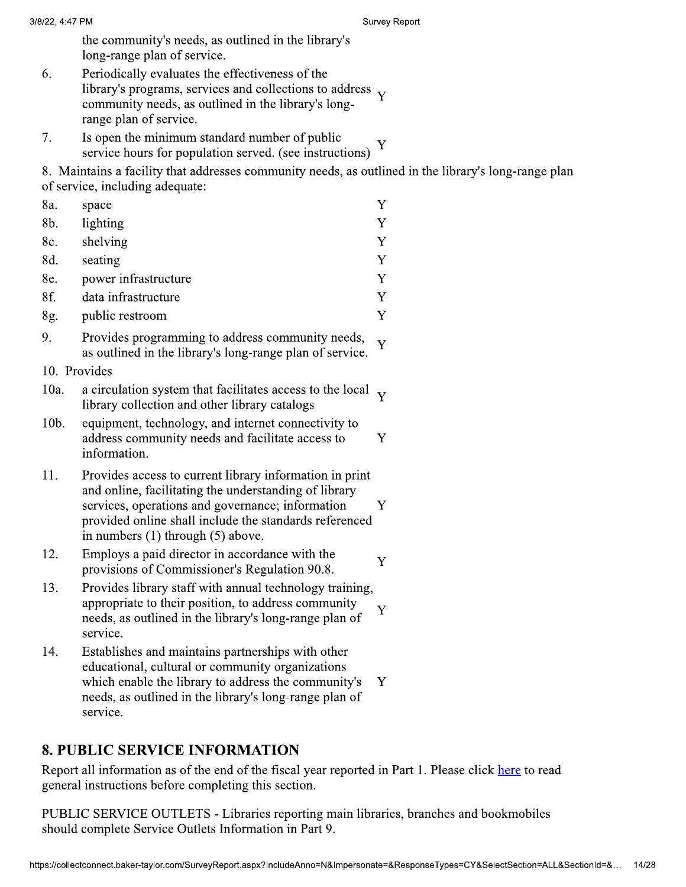the community's needs, as outlined in the library's long-range plan of service.

| | | |
|---|---|---|
| 6. | Periodically evaluates the effectiveness of the library's programs, services and collections to address community needs, as outlined in the library's long-range plan of service. | Y |
| 7. | Is open the minimum standard number of public service hours for population served. (see instructions) | Y |

8. Maintains a facility that addresses community needs, as outlined in the library's long-range plan of service, including adequate:

| | | |
|---|---|---|
| 8a. | space | Y |
| 8b. | lighting | Y |
| 8c. | shelving | Y |
| 8d. | seating | Y |
| 8e. | power infrastructure | Y |
| 8f. | data infrastructure | Y |
| 8g. | public restroom | Y |
| 9. | Provides programming to address community needs, as outlined in the library's long-range plan of service. | Y |

10. Provides

| | | |
|---|---|---|
| 10a. | a circulation system that facilitates access to the local library collection and other library catalogs | Y |
| 10b. | equipment, technology, and internet connectivity to address community needs and facilitate access to information. | Y |
| 11. | Provides access to current library information in print and online, facilitating the understanding of library services, operations and governance; information provided online shall include the standards referenced in numbers (1) through (5) above. | Y |
| 12. | Employs a paid director in accordance with the provisions of Commissioner's Regulation 90.8. | Y |
| 13. | Provides library staff with annual technology training, appropriate to their position, to address community needs, as outlined in the library's long-range plan of service. | Y |
| 14. | Establishes and maintains partnerships with other educational, cultural or community organizations which enable the library to address the community's needs, as outlined in the library's long-range plan of service. | Y |

## 8. PUBLIC SERVICE INFORMATION

Report all information as of the end of the fiscal year reported in Part 1. Please click here to read general instructions before completing this section.

PUBLIC SERVICE OUTLETS - Libraries reporting main libraries, branches and bookmobiles should complete Service Outlets Information in Part 9.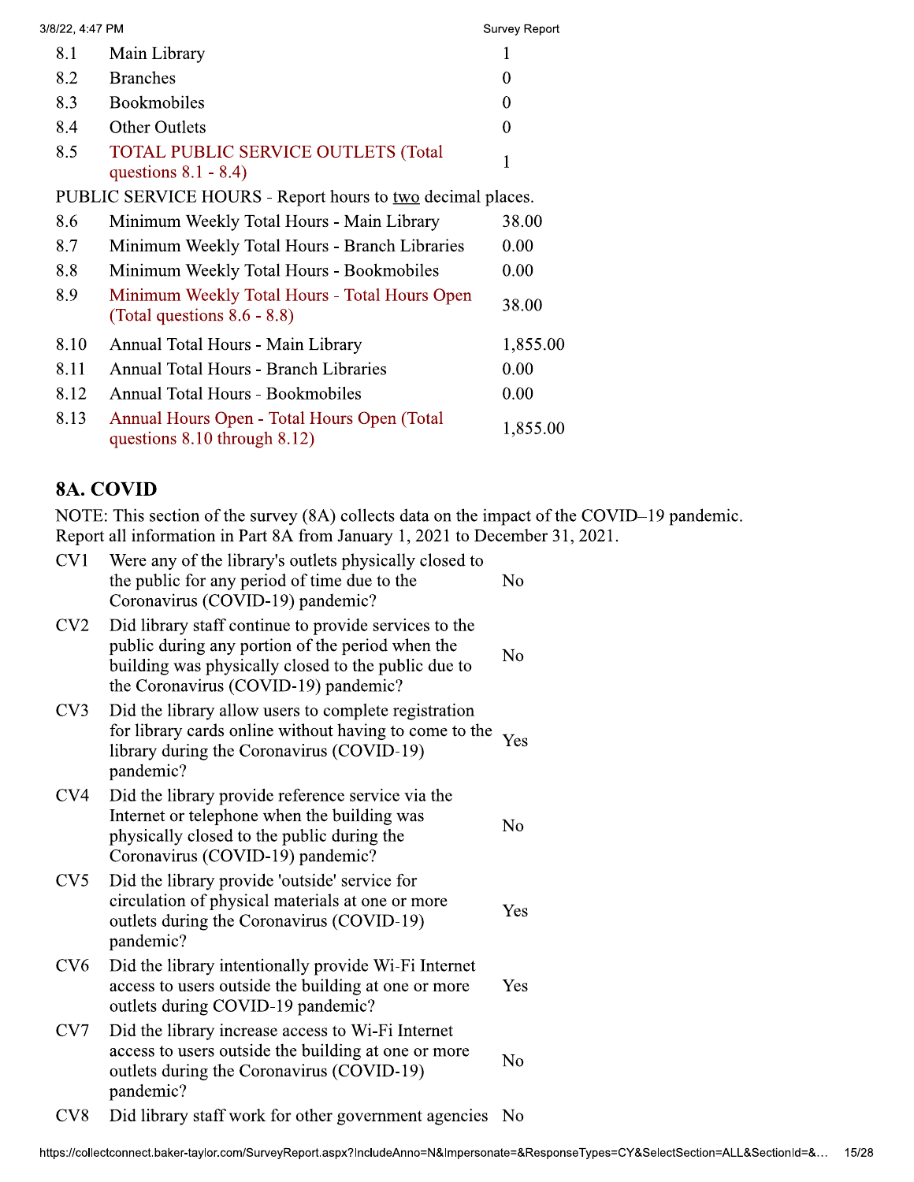| | | |
|---|---|---|
| 8.1 | Main Library | 1 |
| 8.2 | Branches | 0 |
| 8.3 | Bookmobiles | 0 |
| 8.4 | Other Outlets | 0 |
| 8.5 | TOTAL PUBLIC SERVICE OUTLETS (Total questions 8.1 - 8.4) | 1 |

PUBLIC SERVICE HOURS - Report hours to two decimal places.

| | | |
|---|---|---|
| 8.6 | Minimum Weekly Total Hours - Main Library | 38.00 |
| 8.7 | Minimum Weekly Total Hours - Branch Libraries | 0.00 |
| 8.8 | Minimum Weekly Total Hours - Bookmobiles | 0.00 |
| 8.9 | Minimum Weekly Total Hours - Total Hours Open (Total questions 8.6 - 8.8) | 38.00 |
| 8.10 | Annual Total Hours - Main Library | 1,855.00 |
| 8.11 | Annual Total Hours - Branch Libraries | 0.00 |
| 8.12 | Annual Total Hours - Bookmobiles | 0.00 |
| 8.13 | Annual Hours Open - Total Hours Open (Total questions 8.10 through 8.12) | 1,855.00 |

## 8A. COVID

NOTE: This section of the survey (8A) collects data on the impact of the COVID–19 pandemic. Report all information in Part 8A from January 1, 2021 to December 31, 2021.

| | | |
|---|---|---|
| CV1 | Were any of the library's outlets physically closed to the public for any period of time due to the Coronavirus (COVID-19) pandemic? | No |
| CV2 | Did library staff continue to provide services to the public during any portion of the period when the building was physically closed to the public due to the Coronavirus (COVID-19) pandemic? | No |
| CV3 | Did the library allow users to complete registration for library cards online without having to come to the library during the Coronavirus (COVID-19) pandemic? | Yes |
| CV4 | Did the library provide reference service via the Internet or telephone when the building was physically closed to the public during the Coronavirus (COVID-19) pandemic? | No |
| CV5 | Did the library provide 'outside' service for circulation of physical materials at one or more outlets during the Coronavirus (COVID-19) pandemic? | Yes |
| CV6 | Did the library intentionally provide Wi-Fi Internet access to users outside the building at one or more outlets during COVID-19 pandemic? | Yes |
| CV7 | Did the library increase access to Wi-Fi Internet access to users outside the building at one or more outlets during the Coronavirus (COVID-19) pandemic? | No |
| CV8 | Did library staff work for other government agencies | No |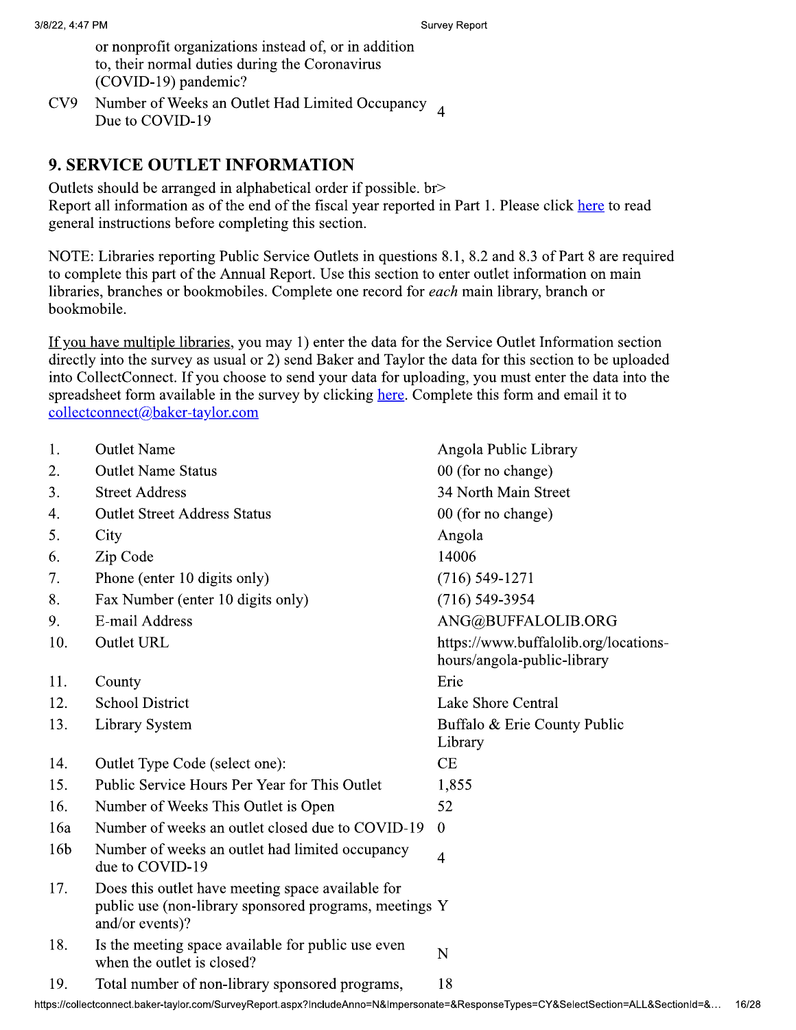or nonprofit organizations instead of, or in addition to, their normal duties during the Coronavirus (COVID-19) pandemic?

| | | |
|---|---|---|
| CV9 | Number of Weeks an Outlet Had Limited Occupancy Due to COVID-19 | 4 |

## 9. SERVICE OUTLET INFORMATION

Outlets should be arranged in alphabetical order if possible. br>
Report all information as of the end of the fiscal year reported in Part 1. Please click here to read general instructions before completing this section.

NOTE: Libraries reporting Public Service Outlets in questions 8.1, 8.2 and 8.3 of Part 8 are required to complete this part of the Annual Report. Use this section to enter outlet information on main libraries, branches or bookmobiles. Complete one record for *each* main library, branch or bookmobile.

If you have multiple libraries, you may 1) enter the data for the Service Outlet Information section directly into the survey as usual or 2) send Baker and Taylor the data for this section to be uploaded into CollectConnect. If you choose to send your data for uploading, you must enter the data into the spreadsheet form available in the survey by clicking here. Complete this form and email it to collectconnect@baker-taylor.com

| | | |
|---|---|---|
| 1. | Outlet Name | Angola Public Library |
| 2. | Outlet Name Status | 00 (for no change) |
| 3. | Street Address | 34 North Main Street |
| 4. | Outlet Street Address Status | 00 (for no change) |
| 5. | City | Angola |
| 6. | Zip Code | 14006 |
| 7. | Phone (enter 10 digits only) | (716) 549-1271 |
| 8. | Fax Number (enter 10 digits only) | (716) 549-3954 |
| 9. | E-mail Address | ANG@BUFFALOLIB.ORG |
| 10. | Outlet URL | https://www.buffalolib.org/locations-hours/angola-public-library |
| 11. | County | Erie |
| 12. | School District | Lake Shore Central |
| 13. | Library System | Buffalo & Erie County Public Library |
| 14. | Outlet Type Code (select one): | CE |
| 15. | Public Service Hours Per Year for This Outlet | 1,855 |
| 16. | Number of Weeks This Outlet is Open | 52 |
| 16a | Number of weeks an outlet closed due to COVID-19 | 0 |
| 16b | Number of weeks an outlet had limited occupancy due to COVID-19 | 4 |
| 17. | Does this outlet have meeting space available for public use (non-library sponsored programs, meetings and/or events)? | Y |
| 18. | Is the meeting space available for public use even when the outlet is closed? | N |
| 19. | Total number of non-library sponsored programs, | 18 |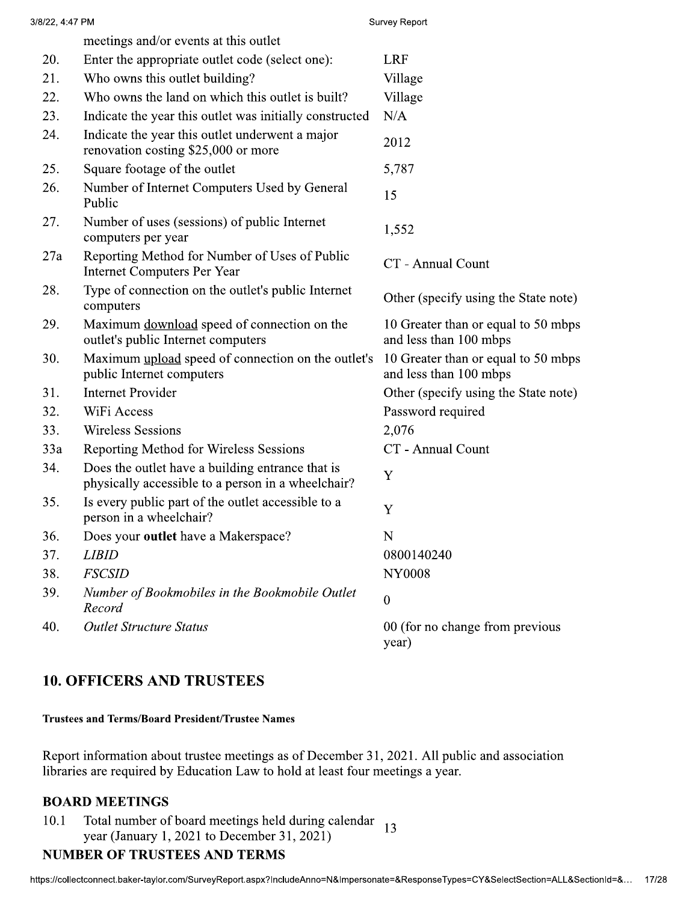| | | |
|---|---|---|
| | meetings and/or events at this outlet | |
| 20. | Enter the appropriate outlet code (select one): | LRF |
| 21. | Who owns this outlet building? | Village |
| 22. | Who owns the land on which this outlet is built? | Village |
| 23. | Indicate the year this outlet was initially constructed | N/A |
| 24. | Indicate the year this outlet underwent a major renovation costing $25,000 or more | 2012 |
| 25. | Square footage of the outlet | 5,787 |
| 26. | Number of Internet Computers Used by General Public | 15 |
| 27. | Number of uses (sessions) of public Internet computers per year | 1,552 |
| 27a | Reporting Method for Number of Uses of Public Internet Computers Per Year | CT - Annual Count |
| 28. | Type of connection on the outlet's public Internet computers | Other (specify using the State note) |
| 29. | Maximum download speed of connection on the outlet's public Internet computers | 10 Greater than or equal to 50 mbps and less than 100 mbps |
| 30. | Maximum upload speed of connection on the outlet's public Internet computers | 10 Greater than or equal to 50 mbps and less than 100 mbps |
| 31. | Internet Provider | Other (specify using the State note) |
| 32. | WiFi Access | Password required |
| 33. | Wireless Sessions | 2,076 |
| 33a | Reporting Method for Wireless Sessions | CT - Annual Count |
| 34. | Does the outlet have a building entrance that is physically accessible to a person in a wheelchair? | Y |
| 35. | Is every public part of the outlet accessible to a person in a wheelchair? | Y |
| 36. | Does your **outlet** have a Makerspace? | N |
| 37. | *LIBID* | 0800140240 |
| 38. | *FSCSID* | NY0008 |
| 39. | *Number of Bookmobiles in the Bookmobile Outlet Record* | 0 |
| 40. | *Outlet Structure Status* | 00 (for no change from previous year) |

## 10. OFFICERS AND TRUSTEES

**Trustees and Terms/Board President/Trustee Names**

Report information about trustee meetings as of December 31, 2021. All public and association libraries are required by Education Law to hold at least four meetings a year.

### BOARD MEETINGS

| | | |
|---|---|---|
| 10.1 | Total number of board meetings held during calendar year (January 1, 2021 to December 31, 2021) | 13 |

### NUMBER OF TRUSTEES AND TERMS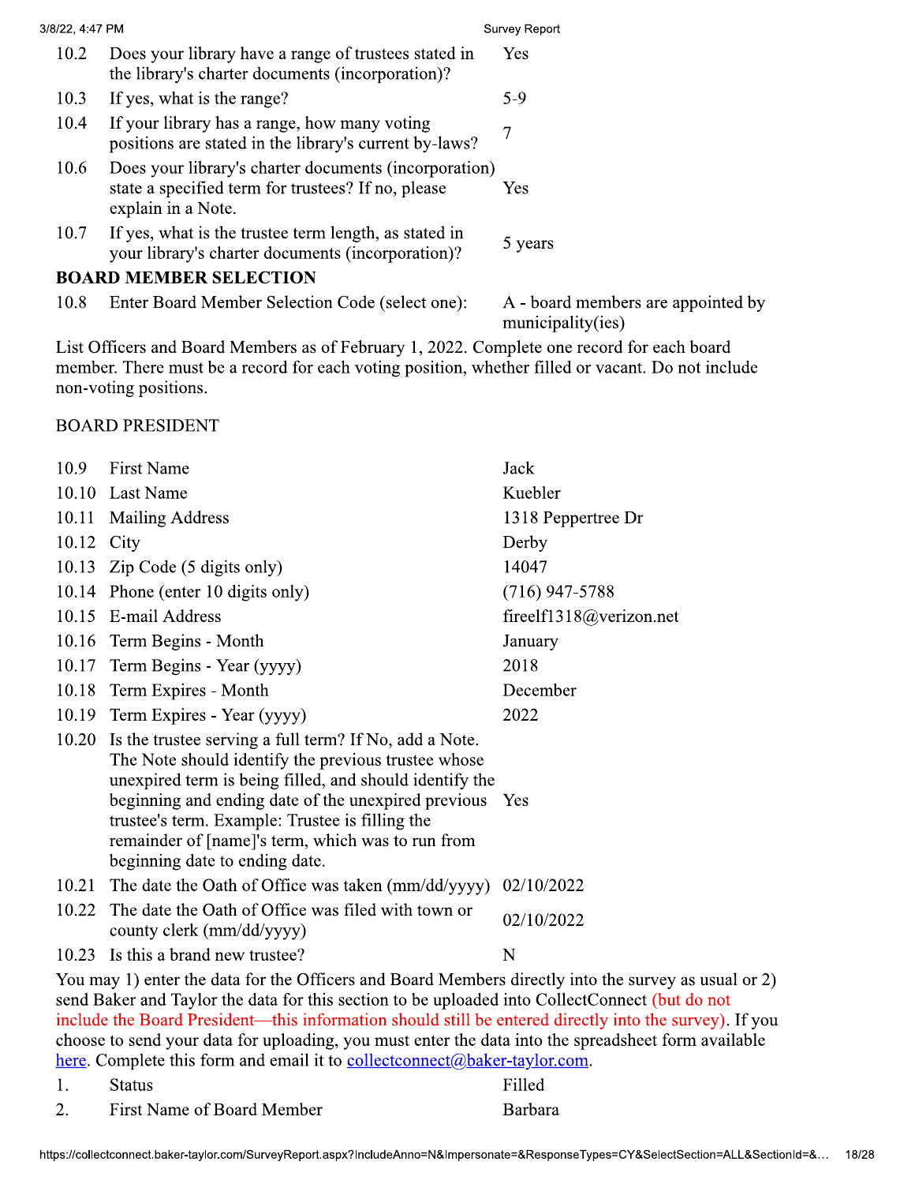| | | |
|---|---|---|
| 10.2 | Does your library have a range of trustees stated in the library's charter documents (incorporation)? | Yes |
| 10.3 | If yes, what is the range? | 5-9 |
| 10.4 | If your library has a range, how many voting positions are stated in the library's current by-laws? | 7 |
| 10.6 | Does your library's charter documents (incorporation) state a specified term for trustees? If no, please explain in a Note. | Yes |
| 10.7 | If yes, what is the trustee term length, as stated in your library's charter documents (incorporation)? | 5 years |

**BOARD MEMBER SELECTION**

| | | |
|---|---|---|
| 10.8 | Enter Board Member Selection Code (select one): | A - board members are appointed by municipality(ies) |

List Officers and Board Members as of February 1, 2022. Complete one record for each board member. There must be a record for each voting position, whether filled or vacant. Do not include non-voting positions.

BOARD PRESIDENT

| | | |
|---|---|---|
| 10.9 | First Name | Jack |
| 10.10 | Last Name | Kuebler |
| 10.11 | Mailing Address | 1318 Peppertree Dr |
| 10.12 | City | Derby |
| 10.13 | Zip Code (5 digits only) | 14047 |
| 10.14 | Phone (enter 10 digits only) | (716) 947-5788 |
| 10.15 | E-mail Address | fireelf1318@verizon.net |
| 10.16 | Term Begins - Month | January |
| 10.17 | Term Begins - Year (yyyy) | 2018 |
| 10.18 | Term Expires - Month | December |
| 10.19 | Term Expires - Year (yyyy) | 2022 |
| 10.20 | Is the trustee serving a full term? If No, add a Note. The Note should identify the previous trustee whose unexpired term is being filled, and should identify the beginning and ending date of the unexpired previous trustee's term. Example: Trustee is filling the remainder of [name]'s term, which was to run from beginning date to ending date. | Yes |
| 10.21 | The date the Oath of Office was taken (mm/dd/yyyy) | 02/10/2022 |
| 10.22 | The date the Oath of Office was filed with town or county clerk (mm/dd/yyyy) | 02/10/2022 |
| 10.23 | Is this a brand new trustee? | N |

You may 1) enter the data for the Officers and Board Members directly into the survey as usual or 2) send Baker and Taylor the data for this section to be uploaded into CollectConnect (but do not include the Board President—this information should still be entered directly into the survey). If you choose to send your data for uploading, you must enter the data into the spreadsheet form available here. Complete this form and email it to collectconnect@baker-taylor.com.

| | | |
|---|---|---|
| 1. | Status | Filled |
| 2. | First Name of Board Member | Barbara |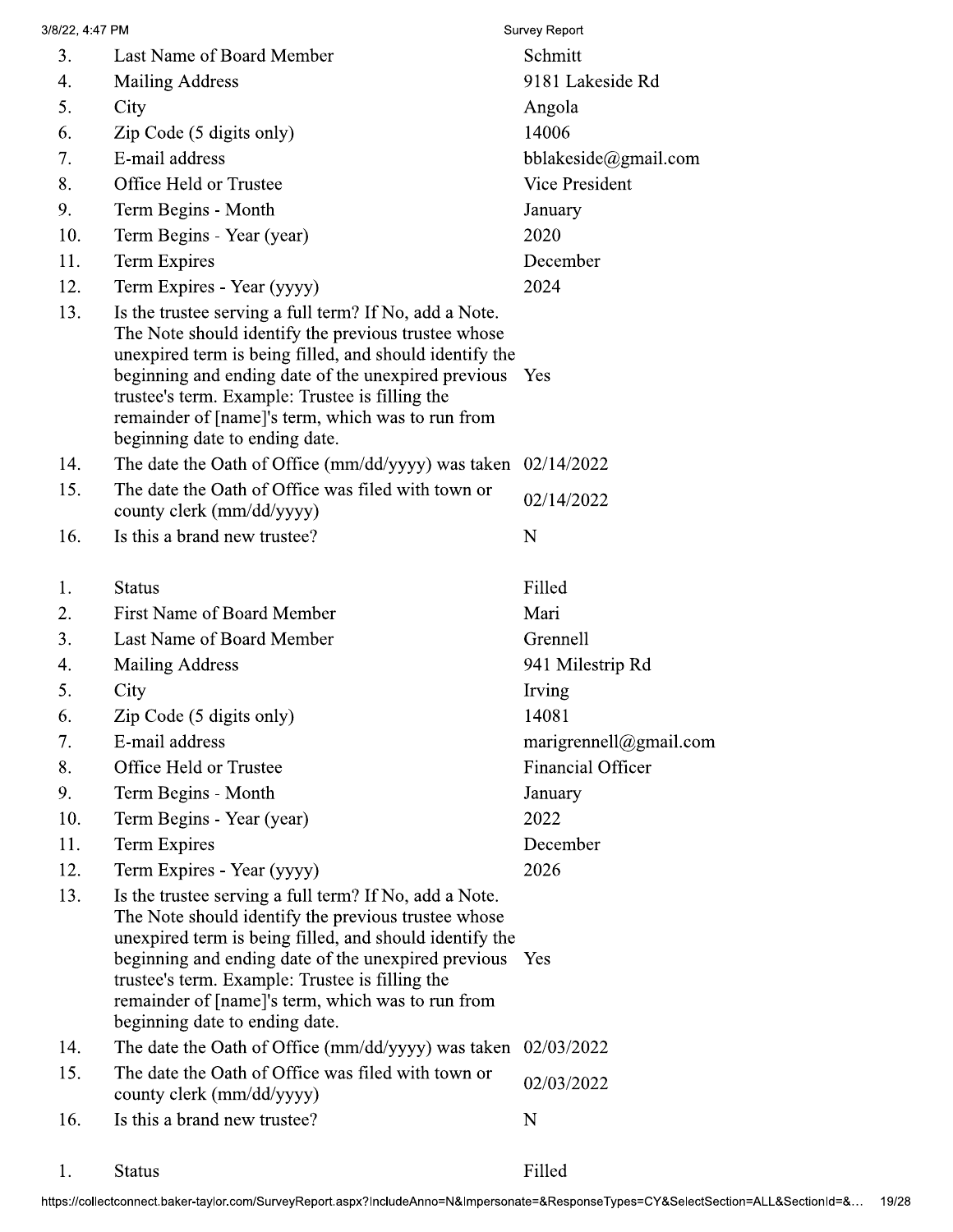| | | |
|---|---|---|
| 3. | Last Name of Board Member | Schmitt |
| 4. | Mailing Address | 9181 Lakeside Rd |
| 5. | City | Angola |
| 6. | Zip Code (5 digits only) | 14006 |
| 7. | E-mail address | bblakeside@gmail.com |
| 8. | Office Held or Trustee | Vice President |
| 9. | Term Begins - Month | January |
| 10. | Term Begins - Year (year) | 2020 |
| 11. | Term Expires | December |
| 12. | Term Expires - Year (yyyy) | 2024 |
| 13. | Is the trustee serving a full term? If No, add a Note. The Note should identify the previous trustee whose unexpired term is being filled, and should identify the beginning and ending date of the unexpired previous trustee's term. Example: Trustee is filling the remainder of [name]'s term, which was to run from beginning date to ending date. | Yes |
| 14. | The date the Oath of Office (mm/dd/yyyy) was taken | 02/14/2022 |
| 15. | The date the Oath of Office was filed with town or county clerk (mm/dd/yyyy) | 02/14/2022 |
| 16. | Is this a brand new trustee? | N |

| | | |
|---|---|---|
| 1. | Status | Filled |
| 2. | First Name of Board Member | Mari |
| 3. | Last Name of Board Member | Grennell |
| 4. | Mailing Address | 941 Milestrip Rd |
| 5. | City | Irving |
| 6. | Zip Code (5 digits only) | 14081 |
| 7. | E-mail address | marigrennell@gmail.com |
| 8. | Office Held or Trustee | Financial Officer |
| 9. | Term Begins - Month | January |
| 10. | Term Begins - Year (year) | 2022 |
| 11. | Term Expires | December |
| 12. | Term Expires - Year (yyyy) | 2026 |
| 13. | Is the trustee serving a full term? If No, add a Note. The Note should identify the previous trustee whose unexpired term is being filled, and should identify the beginning and ending date of the unexpired previous trustee's term. Example: Trustee is filling the remainder of [name]'s term, which was to run from beginning date to ending date. | Yes |
| 14. | The date the Oath of Office (mm/dd/yyyy) was taken | 02/03/2022 |
| 15. | The date the Oath of Office was filed with town or county clerk (mm/dd/yyyy) | 02/03/2022 |
| 16. | Is this a brand new trustee? | N |

| | | |
|---|---|---|
| 1. | Status | Filled |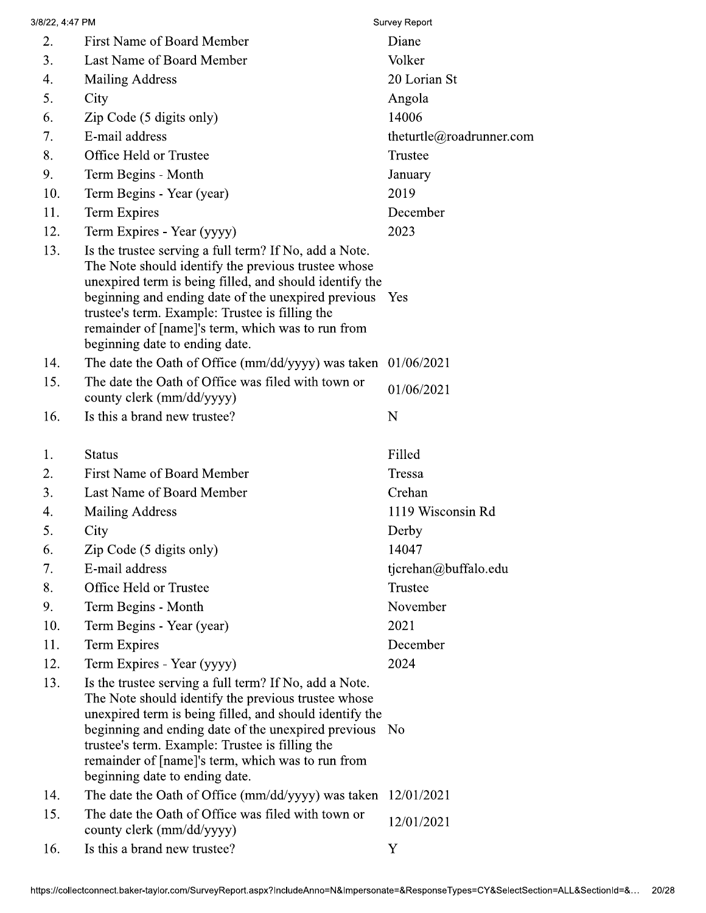| | | |
|---|---|---|
| 2. | First Name of Board Member | Diane |
| 3. | Last Name of Board Member | Volker |
| 4. | Mailing Address | 20 Lorian St |
| 5. | City | Angola |
| 6. | Zip Code (5 digits only) | 14006 |
| 7. | E-mail address | theturtle@roadrunner.com |
| 8. | Office Held or Trustee | Trustee |
| 9. | Term Begins - Month | January |
| 10. | Term Begins - Year (year) | 2019 |
| 11. | Term Expires | December |
| 12. | Term Expires - Year (yyyy) | 2023 |
| 13. | Is the trustee serving a full term? If No, add a Note. The Note should identify the previous trustee whose unexpired term is being filled, and should identify the beginning and ending date of the unexpired previous trustee's term. Example: Trustee is filling the remainder of [name]'s term, which was to run from beginning date to ending date. | Yes |
| 14. | The date the Oath of Office (mm/dd/yyyy) was taken | 01/06/2021 |
| 15. | The date the Oath of Office was filed with town or county clerk (mm/dd/yyyy) | 01/06/2021 |
| 16. | Is this a brand new trustee? | N |

| | | |
|---|---|---|
| 1. | Status | Filled |
| 2. | First Name of Board Member | Tressa |
| 3. | Last Name of Board Member | Crehan |
| 4. | Mailing Address | 1119 Wisconsin Rd |
| 5. | City | Derby |
| 6. | Zip Code (5 digits only) | 14047 |
| 7. | E-mail address | tjcrehan@buffalo.edu |
| 8. | Office Held or Trustee | Trustee |
| 9. | Term Begins - Month | November |
| 10. | Term Begins - Year (year) | 2021 |
| 11. | Term Expires | December |
| 12. | Term Expires - Year (yyyy) | 2024 |
| 13. | Is the trustee serving a full term? If No, add a Note. The Note should identify the previous trustee whose unexpired term is being filled, and should identify the beginning and ending date of the unexpired previous trustee's term. Example: Trustee is filling the remainder of [name]'s term, which was to run from beginning date to ending date. | No |
| 14. | The date the Oath of Office (mm/dd/yyyy) was taken | 12/01/2021 |
| 15. | The date the Oath of Office was filed with town or county clerk (mm/dd/yyyy) | 12/01/2021 |
| 16. | Is this a brand new trustee? | Y |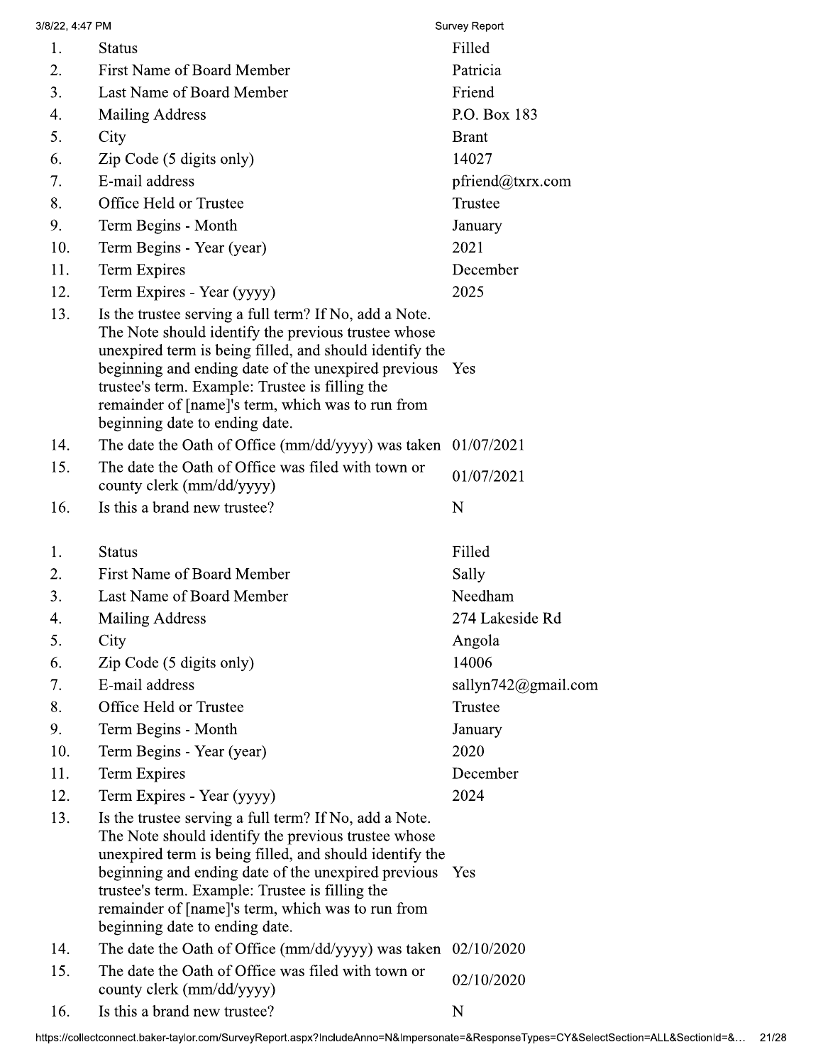| | | |
|---|---|---|
| 1. | Status | Filled |
| 2. | First Name of Board Member | Patricia |
| 3. | Last Name of Board Member | Friend |
| 4. | Mailing Address | P.O. Box 183 |
| 5. | City | Brant |
| 6. | Zip Code (5 digits only) | 14027 |
| 7. | E-mail address | pfriend@txrx.com |
| 8. | Office Held or Trustee | Trustee |
| 9. | Term Begins - Month | January |
| 10. | Term Begins - Year (year) | 2021 |
| 11. | Term Expires | December |
| 12. | Term Expires - Year (yyyy) | 2025 |
| 13. | Is the trustee serving a full term? If No, add a Note. The Note should identify the previous trustee whose unexpired term is being filled, and should identify the beginning and ending date of the unexpired previous trustee's term. Example: Trustee is filling the remainder of [name]'s term, which was to run from beginning date to ending date. | Yes |
| 14. | The date the Oath of Office (mm/dd/yyyy) was taken | 01/07/2021 |
| 15. | The date the Oath of Office was filed with town or county clerk (mm/dd/yyyy) | 01/07/2021 |
| 16. | Is this a brand new trustee? | N |

| | | |
|---|---|---|
| 1. | Status | Filled |
| 2. | First Name of Board Member | Sally |
| 3. | Last Name of Board Member | Needham |
| 4. | Mailing Address | 274 Lakeside Rd |
| 5. | City | Angola |
| 6. | Zip Code (5 digits only) | 14006 |
| 7. | E-mail address | sallyn742@gmail.com |
| 8. | Office Held or Trustee | Trustee |
| 9. | Term Begins - Month | January |
| 10. | Term Begins - Year (year) | 2020 |
| 11. | Term Expires | December |
| 12. | Term Expires - Year (yyyy) | 2024 |
| 13. | Is the trustee serving a full term? If No, add a Note. The Note should identify the previous trustee whose unexpired term is being filled, and should identify the beginning and ending date of the unexpired previous trustee's term. Example: Trustee is filling the remainder of [name]'s term, which was to run from beginning date to ending date. | Yes |
| 14. | The date the Oath of Office (mm/dd/yyyy) was taken | 02/10/2020 |
| 15. | The date the Oath of Office was filed with town or county clerk (mm/dd/yyyy) | 02/10/2020 |
| 16. | Is this a brand new trustee? | N |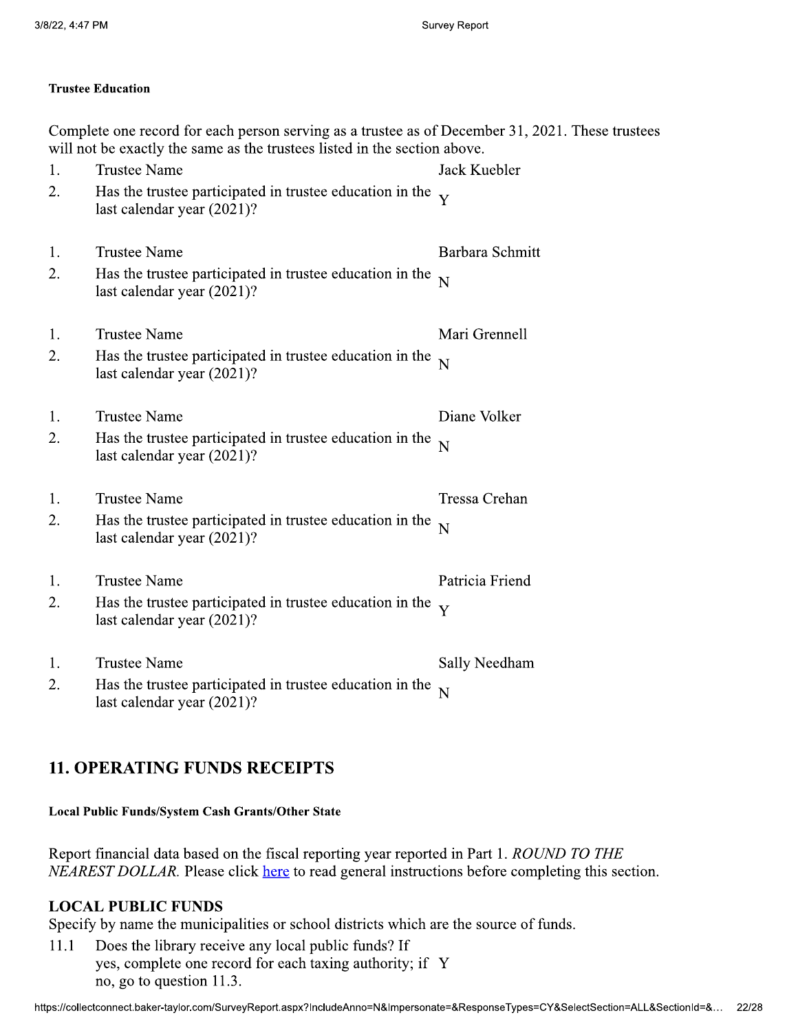**Trustee Education**

Complete one record for each person serving as a trustee as of December 31, 2021. These trustees will not be exactly the same as the trustees listed in the section above.

| | | |
|---|---|---|
| 1. | Trustee Name | Jack Kuebler |
| 2. | Has the trustee participated in trustee education in the last calendar year (2021)? | Y |
| 1. | Trustee Name | Barbara Schmitt |
| 2. | Has the trustee participated in trustee education in the last calendar year (2021)? | N |
| 1. | Trustee Name | Mari Grennell |
| 2. | Has the trustee participated in trustee education in the last calendar year (2021)? | N |
| 1. | Trustee Name | Diane Volker |
| 2. | Has the trustee participated in trustee education in the last calendar year (2021)? | N |
| 1. | Trustee Name | Tressa Crehan |
| 2. | Has the trustee participated in trustee education in the last calendar year (2021)? | N |
| 1. | Trustee Name | Patricia Friend |
| 2. | Has the trustee participated in trustee education in the last calendar year (2021)? | Y |
| 1. | Trustee Name | Sally Needham |
| 2. | Has the trustee participated in trustee education in the last calendar year (2021)? | N |

## 11. OPERATING FUNDS RECEIPTS

**Local Public Funds/System Cash Grants/Other State**

Report financial data based on the fiscal reporting year reported in Part 1. *ROUND TO THE NEAREST DOLLAR.* Please click here to read general instructions before completing this section.

### LOCAL PUBLIC FUNDS

Specify by name the municipalities or school districts which are the source of funds.

| | | |
|---|---|---|
| 11.1 | Does the library receive any local public funds? If yes, complete one record for each taxing authority; if no, go to question 11.3. | Y |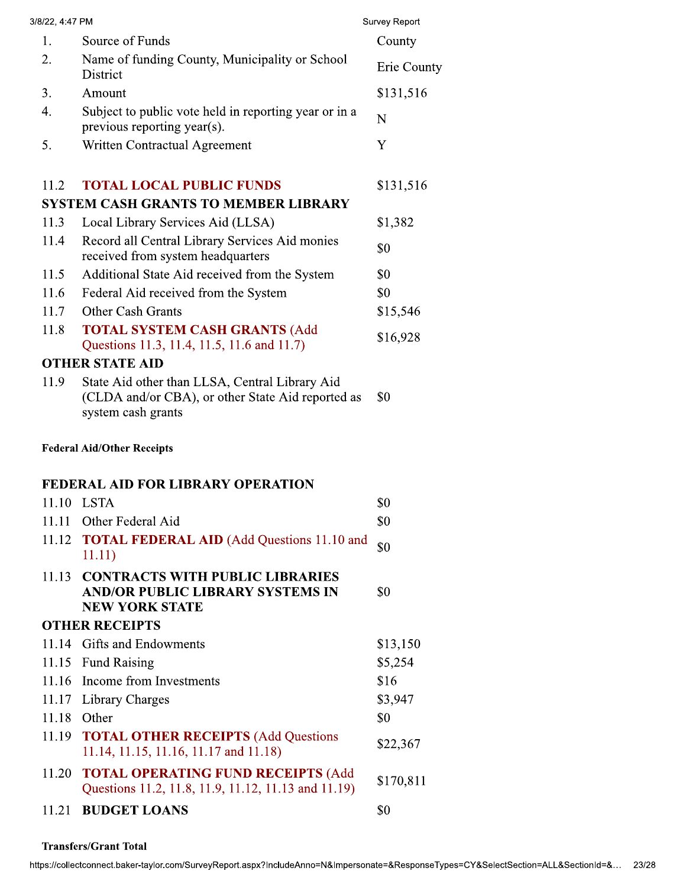| | | |
|---|---|---|
| 1. | Source of Funds | County |
| 2. | Name of funding County, Municipality or School District | Erie County |
| 3. | Amount | $131,516 |
| 4. | Subject to public vote held in reporting year or in a previous reporting year(s). | N |
| 5. | Written Contractual Agreement | Y |

| | | |
|---|---|---|
| 11.2 | **TOTAL LOCAL PUBLIC FUNDS** | $131,516 |
| **SYSTEM CASH GRANTS TO MEMBER LIBRARY** | | |
| 11.3 | Local Library Services Aid (LLSA) | $1,382 |
| 11.4 | Record all Central Library Services Aid monies received from system headquarters | $0 |
| 11.5 | Additional State Aid received from the System | $0 |
| 11.6 | Federal Aid received from the System | $0 |
| 11.7 | Other Cash Grants | $15,546 |
| 11.8 | **TOTAL SYSTEM CASH GRANTS** (Add Questions 11.3, 11.4, 11.5, 11.6 and 11.7) | $16,928 |
| **OTHER STATE AID** | | |
| 11.9 | State Aid other than LLSA, Central Library Aid (CLDA and/or CBA), or other State Aid reported as system cash grants | $0 |

**Federal Aid/Other Receipts**

| | | |
|---|---|---|
| **FEDERAL AID FOR LIBRARY OPERATION** | | |
| 11.10 | LSTA | $0 |
| 11.11 | Other Federal Aid | $0 |
| 11.12 | **TOTAL FEDERAL AID** (Add Questions 11.10 and 11.11) | $0 |
| 11.13 | **CONTRACTS WITH PUBLIC LIBRARIES AND/OR PUBLIC LIBRARY SYSTEMS IN NEW YORK STATE** | $0 |
| **OTHER RECEIPTS** | | |
| 11.14 | Gifts and Endowments | $13,150 |
| 11.15 | Fund Raising | $5,254 |
| 11.16 | Income from Investments | $16 |
| 11.17 | Library Charges | $3,947 |
| 11.18 | Other | $0 |
| 11.19 | **TOTAL OTHER RECEIPTS** (Add Questions 11.14, 11.15, 11.16, 11.17 and 11.18) | $22,367 |
| 11.20 | **TOTAL OPERATING FUND RECEIPTS** (Add Questions 11.2, 11.8, 11.9, 11.12, 11.13 and 11.19) | $170,811 |
| 11.21 | **BUDGET LOANS** | $0 |

**Transfers/Grant Total**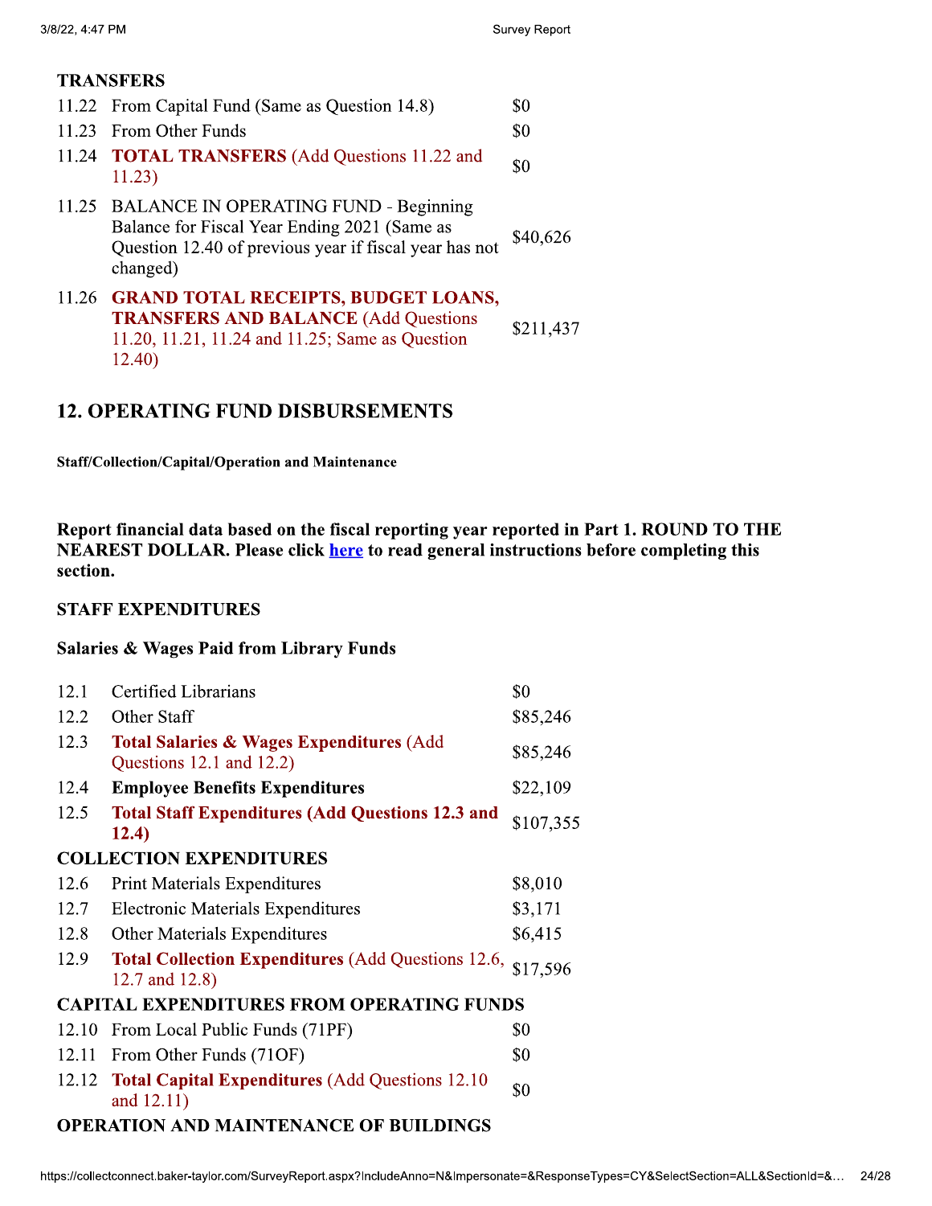### TRANSFERS

| | | |
|---|---|---|
| 11.22 | From Capital Fund (Same as Question 14.8) | $0 |
| 11.23 | From Other Funds | $0 |
| 11.24 | **TOTAL TRANSFERS** (Add Questions 11.22 and 11.23) | $0 |
| 11.25 | BALANCE IN OPERATING FUND - Beginning Balance for Fiscal Year Ending 2021 (Same as Question 12.40 of previous year if fiscal year has not changed) | $40,626 |
| 11.26 | **GRAND TOTAL RECEIPTS, BUDGET LOANS, TRANSFERS AND BALANCE** (Add Questions 11.20, 11.21, 11.24 and 11.25; Same as Question 12.40) | $211,437 |

## 12. OPERATING FUND DISBURSEMENTS

**Staff/Collection/Capital/Operation and Maintenance**

**Report financial data based on the fiscal reporting year reported in Part 1. ROUND TO THE NEAREST DOLLAR. Please click here to read general instructions before completing this section.**

### STAFF EXPENDITURES

**Salaries & Wages Paid from Library Funds**

| | | |
|---|---|---|
| 12.1 | Certified Librarians | $0 |
| 12.2 | Other Staff | $85,246 |
| 12.3 | **Total Salaries & Wages Expenditures** (Add Questions 12.1 and 12.2) | $85,246 |
| 12.4 | **Employee Benefits Expenditures** | $22,109 |
| 12.5 | **Total Staff Expenditures (Add Questions 12.3 and 12.4)** | $107,355 |
| **COLLECTION EXPENDITURES** | | |
| 12.6 | Print Materials Expenditures | $8,010 |
| 12.7 | Electronic Materials Expenditures | $3,171 |
| 12.8 | Other Materials Expenditures | $6,415 |
| 12.9 | **Total Collection Expenditures** (Add Questions 12.6, 12.7 and 12.8) | $17,596 |
| **CAPITAL EXPENDITURES FROM OPERATING FUNDS** | | |
| 12.10 | From Local Public Funds (71PF) | $0 |
| 12.11 | From Other Funds (71OF) | $0 |
| 12.12 | **Total Capital Expenditures** (Add Questions 12.10 and 12.11) | $0 |

**OPERATION AND MAINTENANCE OF BUILDINGS**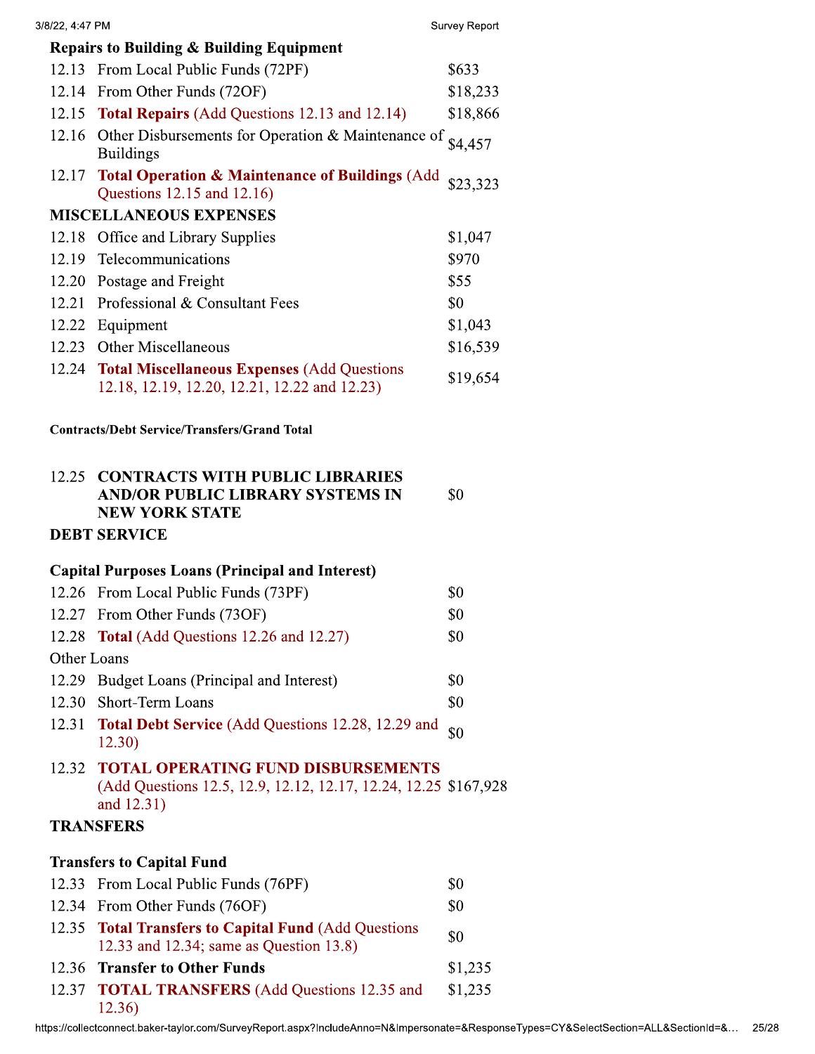### Repairs to Building & Building Equipment

| | | |
|---|---|---|
| 12.13 | From Local Public Funds (72PF) | $633 |
| 12.14 | From Other Funds (72OF) | $18,233 |
| 12.15 | **Total Repairs** (Add Questions 12.13 and 12.14) | $18,866 |
| 12.16 | Other Disbursements for Operation & Maintenance of Buildings | $4,457 |
| 12.17 | **Total Operation & Maintenance of Buildings** (Add Questions 12.15 and 12.16) | $23,323 |

### MISCELLANEOUS EXPENSES

| | | |
|---|---|---|
| 12.18 | Office and Library Supplies | $1,047 |
| 12.19 | Telecommunications | $970 |
| 12.20 | Postage and Freight | $55 |
| 12.21 | Professional & Consultant Fees | $0 |
| 12.22 | Equipment | $1,043 |
| 12.23 | Other Miscellaneous | $16,539 |
| 12.24 | **Total Miscellaneous Expenses** (Add Questions 12.18, 12.19, 12.20, 12.21, 12.22 and 12.23) | $19,654 |

**Contracts/Debt Service/Transfers/Grand Total**

| | | |
|---|---|---|
| 12.25 | **CONTRACTS WITH PUBLIC LIBRARIES AND/OR PUBLIC LIBRARY SYSTEMS IN NEW YORK STATE** | $0 |

### DEBT SERVICE

**Capital Purposes Loans (Principal and Interest)**

| | | |
|---|---|---|
| 12.26 | From Local Public Funds (73PF) | $0 |
| 12.27 | From Other Funds (73OF) | $0 |
| 12.28 | **Total** (Add Questions 12.26 and 12.27) | $0 |

Other Loans

| | | |
|---|---|---|
| 12.29 | Budget Loans (Principal and Interest) | $0 |
| 12.30 | Short-Term Loans | $0 |
| 12.31 | **Total Debt Service** (Add Questions 12.28, 12.29 and 12.30) | $0 |
| 12.32 | **TOTAL OPERATING FUND DISBURSEMENTS** (Add Questions 12.5, 12.9, 12.12, 12.17, 12.24, 12.25 and 12.31) | $167,928 |

### TRANSFERS

**Transfers to Capital Fund**

| | | |
|---|---|---|
| 12.33 | From Local Public Funds (76PF) | $0 |
| 12.34 | From Other Funds (76OF) | $0 |
| 12.35 | **Total Transfers to Capital Fund** (Add Questions 12.33 and 12.34; same as Question 13.8) | $0 |
| 12.36 | **Transfer to Other Funds** | $1,235 |
| 12.37 | **TOTAL TRANSFERS** (Add Questions 12.35 and 12.36) | $1,235 |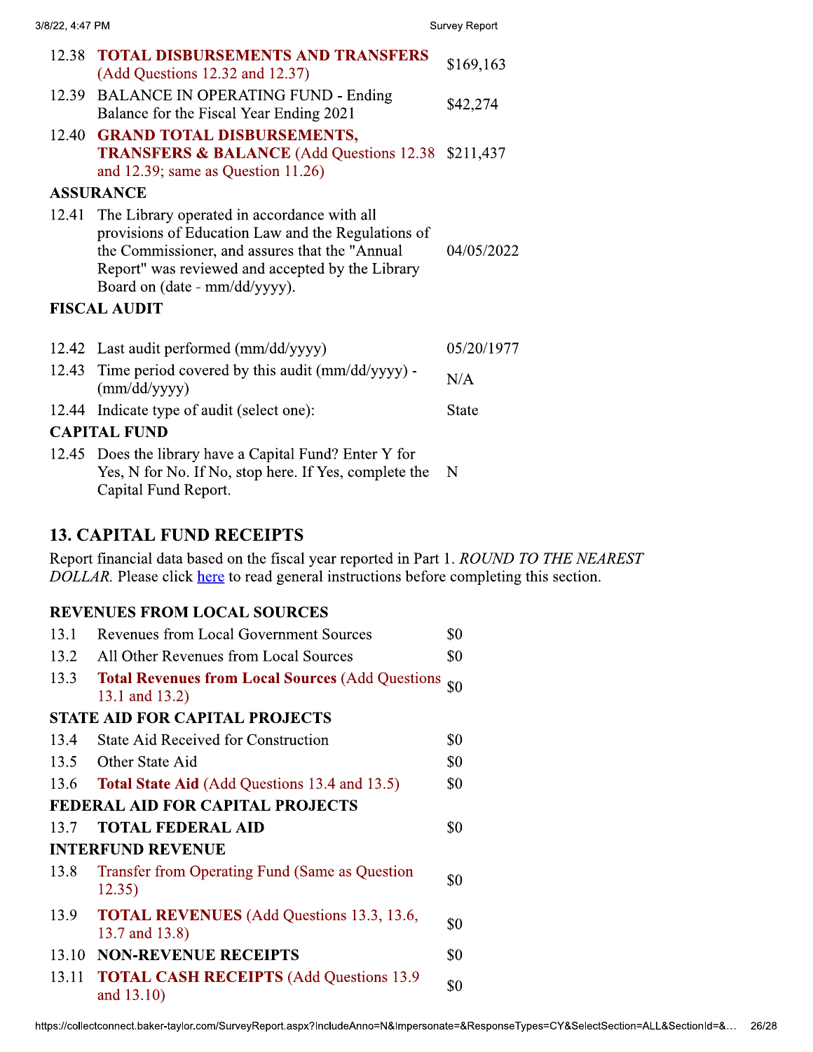| | | |
|---|---|---|
| 12.38 | **TOTAL DISBURSEMENTS AND TRANSFERS** (Add Questions 12.32 and 12.37) | $169,163 |
| 12.39 | BALANCE IN OPERATING FUND - Ending Balance for the Fiscal Year Ending 2021 | $42,274 |
| 12.40 | **GRAND TOTAL DISBURSEMENTS, TRANSFERS & BALANCE** (Add Questions 12.38 and 12.39; same as Question 11.26) | $211,437 |

**ASSURANCE**

| | | |
|---|---|---|
| 12.41 | The Library operated in accordance with all provisions of Education Law and the Regulations of the Commissioner, and assures that the "Annual Report" was reviewed and accepted by the Library Board on (date - mm/dd/yyyy). | 04/05/2022 |

**FISCAL AUDIT**

| | | |
|---|---|---|
| 12.42 | Last audit performed (mm/dd/yyyy) | 05/20/1977 |
| 12.43 | Time period covered by this audit (mm/dd/yyyy) - (mm/dd/yyyy) | N/A |
| 12.44 | Indicate type of audit (select one): | State |

**CAPITAL FUND**

| | | |
|---|---|---|
| 12.45 | Does the library have a Capital Fund? Enter Y for Yes, N for No. If No, stop here. If Yes, complete the Capital Fund Report. | N |

## 13. CAPITAL FUND RECEIPTS

Report financial data based on the fiscal year reported in Part 1. *ROUND TO THE NEAREST DOLLAR.* Please click here to read general instructions before completing this section.

**REVENUES FROM LOCAL SOURCES**

| | | |
|---|---|---|
| 13.1 | Revenues from Local Government Sources | $0 |
| 13.2 | All Other Revenues from Local Sources | $0 |
| 13.3 | **Total Revenues from Local Sources** (Add Questions 13.1 and 13.2) | $0 |

**STATE AID FOR CAPITAL PROJECTS**

| | | |
|---|---|---|
| 13.4 | State Aid Received for Construction | $0 |
| 13.5 | Other State Aid | $0 |
| 13.6 | **Total State Aid** (Add Questions 13.4 and 13.5) | $0 |

**FEDERAL AID FOR CAPITAL PROJECTS**

| | | |
|---|---|---|
| 13.7 | **TOTAL FEDERAL AID** | $0 |

**INTERFUND REVENUE**

| | | |
|---|---|---|
| 13.8 | Transfer from Operating Fund (Same as Question 12.35) | $0 |
| 13.9 | **TOTAL REVENUES** (Add Questions 13.3, 13.6, 13.7 and 13.8) | $0 |
| 13.10 | **NON-REVENUE RECEIPTS** | $0 |
| 13.11 | **TOTAL CASH RECEIPTS** (Add Questions 13.9 and 13.10) | $0 |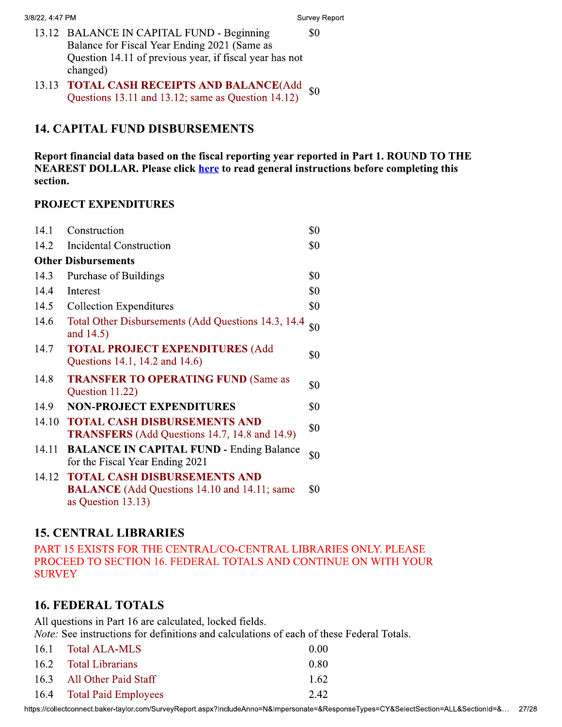| | | |
|---|---|---|
| 13.12 | BALANCE IN CAPITAL FUND - Beginning Balance for Fiscal Year Ending 2021 (Same as Question 14.11 of previous year, if fiscal year has not changed) | $0 |
| 13.13 | **TOTAL CASH RECEIPTS AND BALANCE**(Add Questions 13.11 and 13.12; same as Question 14.12) | $0 |

## 14. CAPITAL FUND DISBURSEMENTS

**Report financial data based on the fiscal reporting year reported in Part 1. ROUND TO THE NEAREST DOLLAR. Please click here to read general instructions before completing this section.**

### PROJECT EXPENDITURES

| | | |
|---|---|---|
| 14.1 | Construction | $0 |
| 14.2 | Incidental Construction | $0 |
| **Other Disbursements** | | |
| 14.3 | Purchase of Buildings | $0 |
| 14.4 | Interest | $0 |
| 14.5 | Collection Expenditures | $0 |
| 14.6 | Total Other Disbursements (Add Questions 14.3, 14.4 and 14.5) | $0 |
| 14.7 | **TOTAL PROJECT EXPENDITURES** (Add Questions 14.1, 14.2 and 14.6) | $0 |
| 14.8 | **TRANSFER TO OPERATING FUND** (Same as Question 11.22) | $0 |
| 14.9 | **NON-PROJECT EXPENDITURES** | $0 |
| 14.10 | **TOTAL CASH DISBURSEMENTS AND TRANSFERS** (Add Questions 14.7, 14.8 and 14.9) | $0 |
| 14.11 | **BALANCE IN CAPITAL FUND** - Ending Balance for the Fiscal Year Ending 2021 | $0 |
| 14.12 | **TOTAL CASH DISBURSEMENTS AND BALANCE** (Add Questions 14.10 and 14.11; same as Question 13.13) | $0 |

## 15. CENTRAL LIBRARIES

PART 15 EXISTS FOR THE CENTRAL/CO-CENTRAL LIBRARIES ONLY. PLEASE PROCEED TO SECTION 16. FEDERAL TOTALS AND CONTINUE ON WITH YOUR SURVEY

## 16. FEDERAL TOTALS

All questions in Part 16 are calculated, locked fields.
*Note:* See instructions for definitions and calculations of each of these Federal Totals.

| | | |
|---|---|---|
| 16.1 | Total ALA-MLS | 0.00 |
| 16.2 | Total Librarians | 0.80 |
| 16.3 | All Other Paid Staff | 1.62 |
| 16.4 | Total Paid Employees | 2.42 |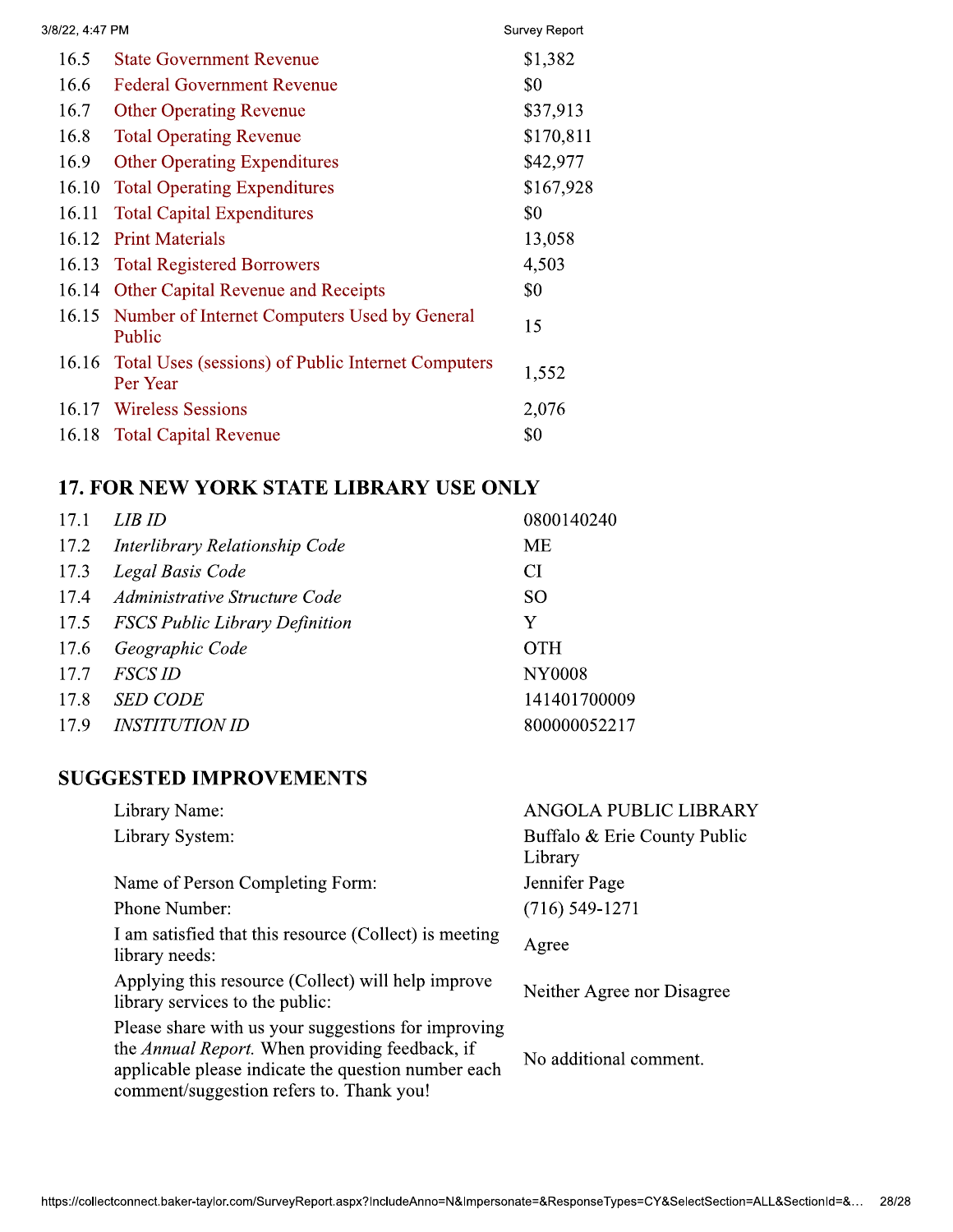| | | |
|---|---|---|
| 16.5 | State Government Revenue | $1,382 |
| 16.6 | Federal Government Revenue | $0 |
| 16.7 | Other Operating Revenue | $37,913 |
| 16.8 | Total Operating Revenue | $170,811 |
| 16.9 | Other Operating Expenditures | $42,977 |
| 16.10 | Total Operating Expenditures | $167,928 |
| 16.11 | Total Capital Expenditures | $0 |
| 16.12 | Print Materials | 13,058 |
| 16.13 | Total Registered Borrowers | 4,503 |
| 16.14 | Other Capital Revenue and Receipts | $0 |
| 16.15 | Number of Internet Computers Used by General Public | 15 |
| 16.16 | Total Uses (sessions) of Public Internet Computers Per Year | 1,552 |
| 16.17 | Wireless Sessions | 2,076 |
| 16.18 | Total Capital Revenue | $0 |

## 17. FOR NEW YORK STATE LIBRARY USE ONLY

| | | |
|---|---|---|
| 17.1 | *LIB ID* | 0800140240 |
| 17.2 | *Interlibrary Relationship Code* | ME |
| 17.3 | *Legal Basis Code* | CI |
| 17.4 | *Administrative Structure Code* | SO |
| 17.5 | *FSCS Public Library Definition* | Y |
| 17.6 | *Geographic Code* | OTH |
| 17.7 | *FSCS ID* | NY0008 |
| 17.8 | *SED CODE* | 141401700009 |
| 17.9 | *INSTITUTION ID* | 800000052217 |

## SUGGESTED IMPROVEMENTS

| | |
|---|---|
| Library Name: | ANGOLA PUBLIC LIBRARY |
| Library System: | Buffalo & Erie County Public Library |
| Name of Person Completing Form: | Jennifer Page |
| Phone Number: | (716) 549-1271 |
| I am satisfied that this resource (Collect) is meeting library needs: | Agree |
| Applying this resource (Collect) will help improve library services to the public: | Neither Agree nor Disagree |
| Please share with us your suggestions for improving the *Annual Report.* When providing feedback, if applicable please indicate the question number each comment/suggestion refers to. Thank you! | No additional comment. |